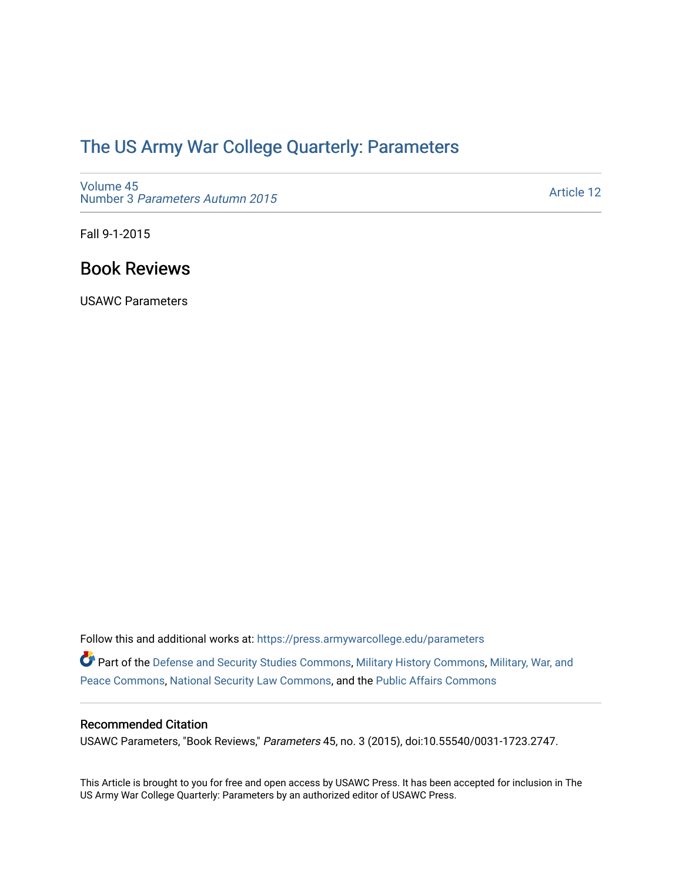# The US Army War College Quarterly: Parameters

Volume 45
Number 3 *Parameters Autumn 2015*

Article 12

Fall 9-1-2015

## Book Reviews

USAWC Parameters

Follow this and additional works at: https://press.armywarcollege.edu/parameters

Part of the Defense and Security Studies Commons, Military History Commons, Military, War, and Peace Commons, National Security Law Commons, and the Public Affairs Commons

### Recommended Citation

USAWC Parameters, "Book Reviews," *Parameters* 45, no. 3 (2015), doi:10.55540/0031-1723.2747.

This Article is brought to you for free and open access by USAWC Press. It has been accepted for inclusion in The US Army War College Quarterly: Parameters by an authorized editor of USAWC Press.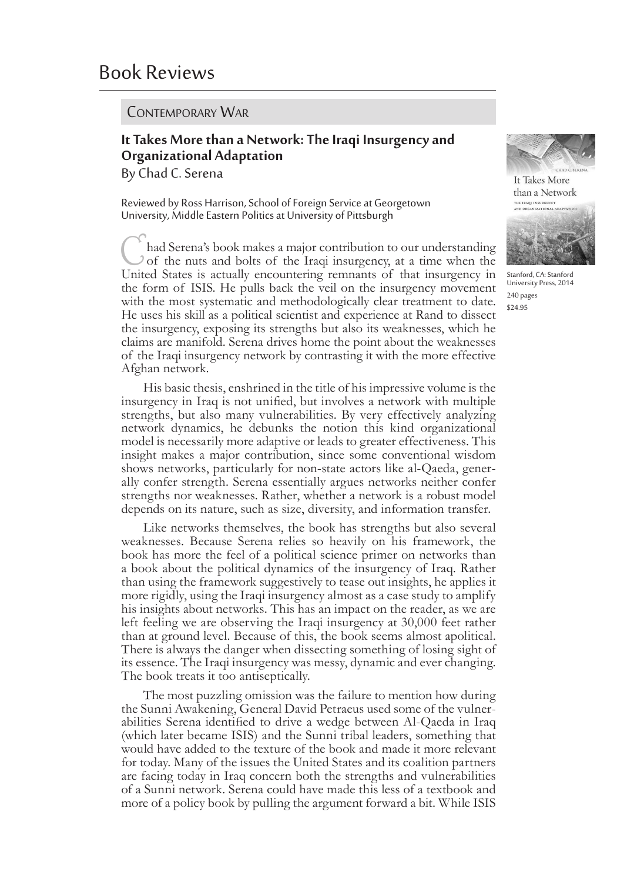# Book Reviews

## Contemporary War

### It Takes More than a Network: The Iraqi Insurgency and Organizational Adaptation

By Chad C. Serena

Reviewed by Ross Harrison, School of Foreign Service at Georgetown University, Middle Eastern Politics at University of Pittsburgh

Stanford, CA: Stanford University Press, 2014

240 pages

$24.95

Chad Serena's book makes a major contribution to our understanding of the nuts and bolts of the Iraqi insurgency, at a time when the United States is actually encountering remnants of that insurgency in the form of ISIS. He pulls back the veil on the insurgency movement with the most systematic and methodologically clear treatment to date. He uses his skill as a political scientist and experience at Rand to dissect the insurgency, exposing its strengths but also its weaknesses, which he claims are manifold. Serena drives home the point about the weaknesses of the Iraqi insurgency network by contrasting it with the more effective Afghan network.

His basic thesis, enshrined in the title of his impressive volume is the insurgency in Iraq is not unified, but involves a network with multiple strengths, but also many vulnerabilities. By very effectively analyzing network dynamics, he debunks the notion this kind organizational model is necessarily more adaptive or leads to greater effectiveness. This insight makes a major contribution, since some conventional wisdom shows networks, particularly for non-state actors like al-Qaeda, generally confer strength. Serena essentially argues networks neither confer strengths nor weaknesses. Rather, whether a network is a robust model depends on its nature, such as size, diversity, and information transfer.

Like networks themselves, the book has strengths but also several weaknesses. Because Serena relies so heavily on his framework, the book has more the feel of a political science primer on networks than a book about the political dynamics of the insurgency of Iraq. Rather than using the framework suggestively to tease out insights, he applies it more rigidly, using the Iraqi insurgency almost as a case study to amplify his insights about networks. This has an impact on the reader, as we are left feeling we are observing the Iraqi insurgency at 30,000 feet rather than at ground level. Because of this, the book seems almost apolitical. There is always the danger when dissecting something of losing sight of its essence. The Iraqi insurgency was messy, dynamic and ever changing. The book treats it too antiseptically.

The most puzzling omission was the failure to mention how during the Sunni Awakening, General David Petraeus used some of the vulnerabilities Serena identified to drive a wedge between Al-Qaeda in Iraq (which later became ISIS) and the Sunni tribal leaders, something that would have added to the texture of the book and made it more relevant for today. Many of the issues the United States and its coalition partners are facing today in Iraq concern both the strengths and vulnerabilities of a Sunni network. Serena could have made this less of a textbook and more of a policy book by pulling the argument forward a bit. While ISIS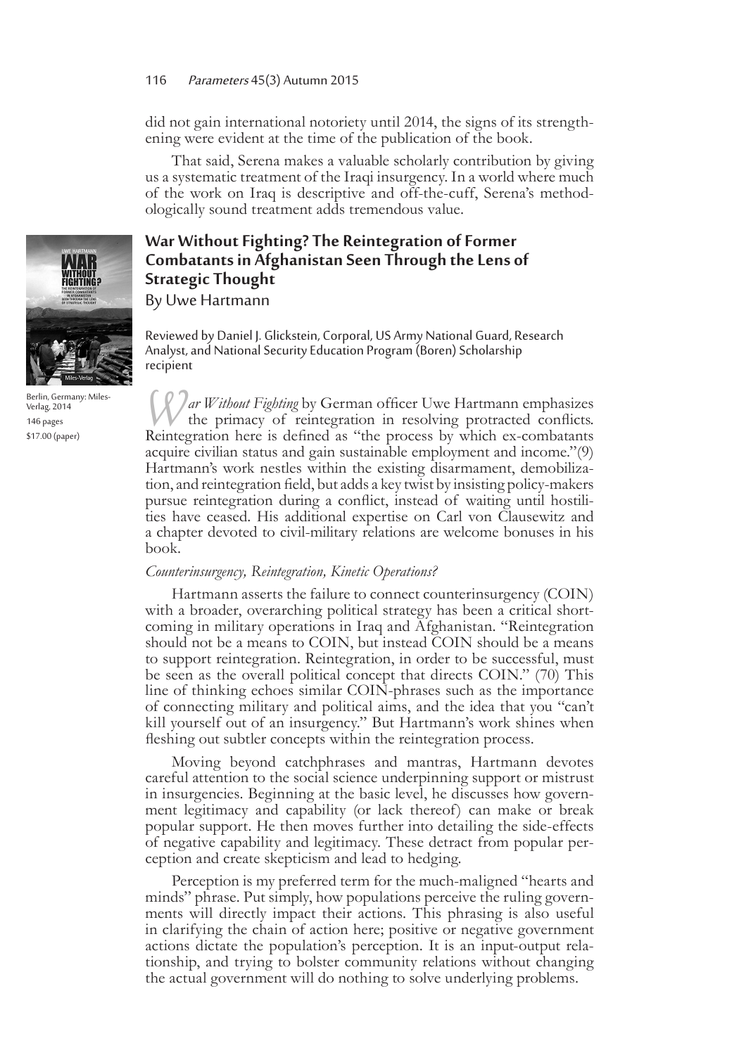did not gain international notoriety until 2014, the signs of its strengthening were evident at the time of the publication of the book.

That said, Serena makes a valuable scholarly contribution by giving us a systematic treatment of the Iraqi insurgency. In a world where much of the work on Iraq is descriptive and off-the-cuff, Serena's methodologically sound treatment adds tremendous value.

## War Without Fighting? The Reintegration of Former Combatants in Afghanistan Seen Through the Lens of Strategic Thought

By Uwe Hartmann

Berlin, Germany: Miles-Verlag, 2014
146 pages
$17.00 (paper)

Reviewed by Daniel J. Glickstein, Corporal, US Army National Guard, Research Analyst, and National Security Education Program (Boren) Scholarship recipient

*War Without Fighting* by German officer Uwe Hartmann emphasizes the primacy of reintegration in resolving protracted conflicts. Reintegration here is defined as "the process by which ex-combatants acquire civilian status and gain sustainable employment and income."(9) Hartmann's work nestles within the existing disarmament, demobilization, and reintegration field, but adds a key twist by insisting policy-makers pursue reintegration during a conflict, instead of waiting until hostilities have ceased. His additional expertise on Carl von Clausewitz and a chapter devoted to civil-military relations are welcome bonuses in his book.

*Counterinsurgency, Reintegration, Kinetic Operations?*

Hartmann asserts the failure to connect counterinsurgency (COIN) with a broader, overarching political strategy has been a critical shortcoming in military operations in Iraq and Afghanistan. "Reintegration should not be a means to COIN, but instead COIN should be a means to support reintegration. Reintegration, in order to be successful, must be seen as the overall political concept that directs COIN." (70) This line of thinking echoes similar COIN-phrases such as the importance of connecting military and political aims, and the idea that you "can't kill yourself out of an insurgency." But Hartmann's work shines when fleshing out subtler concepts within the reintegration process.

Moving beyond catchphrases and mantras, Hartmann devotes careful attention to the social science underpinning support or mistrust in insurgencies. Beginning at the basic level, he discusses how government legitimacy and capability (or lack thereof) can make or break popular support. He then moves further into detailing the side-effects of negative capability and legitimacy. These detract from popular perception and create skepticism and lead to hedging.

Perception is my preferred term for the much-maligned "hearts and minds" phrase. Put simply, how populations perceive the ruling governments will directly impact their actions. This phrasing is also useful in clarifying the chain of action here; positive or negative government actions dictate the population's perception. It is an input-output relationship, and trying to bolster community relations without changing the actual government will do nothing to solve underlying problems.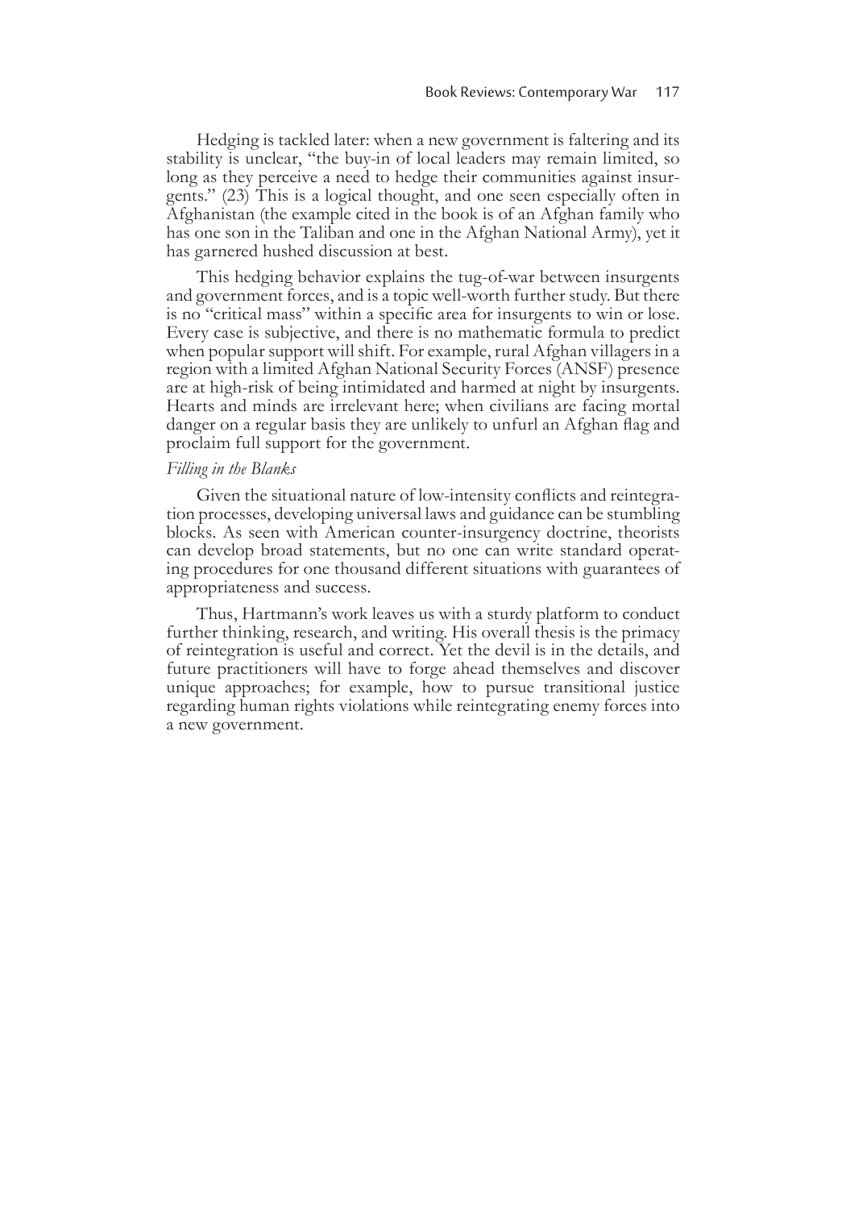Hedging is tackled later: when a new government is faltering and its stability is unclear, "the buy-in of local leaders may remain limited, so long as they perceive a need to hedge their communities against insurgents." (23) This is a logical thought, and one seen especially often in Afghanistan (the example cited in the book is of an Afghan family who has one son in the Taliban and one in the Afghan National Army), yet it has garnered hushed discussion at best.

This hedging behavior explains the tug-of-war between insurgents and government forces, and is a topic well-worth further study. But there is no "critical mass" within a specific area for insurgents to win or lose. Every case is subjective, and there is no mathematic formula to predict when popular support will shift. For example, rural Afghan villagers in a region with a limited Afghan National Security Forces (ANSF) presence are at high-risk of being intimidated and harmed at night by insurgents. Hearts and minds are irrelevant here; when civilians are facing mortal danger on a regular basis they are unlikely to unfurl an Afghan flag and proclaim full support for the government.

*Filling in the Blanks*

Given the situational nature of low-intensity conflicts and reintegration processes, developing universal laws and guidance can be stumbling blocks. As seen with American counter-insurgency doctrine, theorists can develop broad statements, but no one can write standard operating procedures for one thousand different situations with guarantees of appropriateness and success.

Thus, Hartmann's work leaves us with a sturdy platform to conduct further thinking, research, and writing. His overall thesis is the primacy of reintegration is useful and correct. Yet the devil is in the details, and future practitioners will have to forge ahead themselves and discover unique approaches; for example, how to pursue transitional justice regarding human rights violations while reintegrating enemy forces into a new government.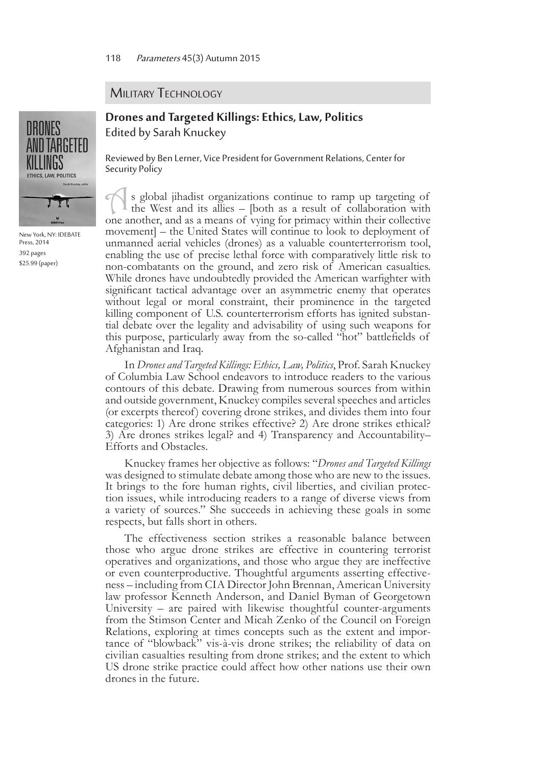## Military Technology

### Drones and Targeted Killings: Ethics, Law, Politics

Edited by Sarah Knuckey

New York, NY: IDEBATE Press, 2014
392 pages
$25.99 (paper)

Reviewed by Ben Lerner, Vice President for Government Relations, Center for Security Policy

As global jihadist organizations continue to ramp up targeting of the West and its allies – [both as a result of collaboration with one another, and as a means of vying for primacy within their collective movement] – the United States will continue to look to deployment of unmanned aerial vehicles (drones) as a valuable counterterrorism tool, enabling the use of precise lethal force with comparatively little risk to non-combatants on the ground, and zero risk of American casualties. While drones have undoubtedly provided the American warfighter with significant tactical advantage over an asymmetric enemy that operates without legal or moral constraint, their prominence in the targeted killing component of U.S. counterterrorism efforts has ignited substantial debate over the legality and advisability of using such weapons for this purpose, particularly away from the so-called "hot" battlefields of Afghanistan and Iraq.

In *Drones and Targeted Killings: Ethics, Law, Politics*, Prof. Sarah Knuckey of Columbia Law School endeavors to introduce readers to the various contours of this debate. Drawing from numerous sources from within and outside government, Knuckey compiles several speeches and articles (or excerpts thereof) covering drone strikes, and divides them into four categories: 1) Are drone strikes effective? 2) Are drone strikes ethical? 3) Are drones strikes legal? and 4) Transparency and Accountability– Efforts and Obstacles.

Knuckey frames her objective as follows: "*Drones and Targeted Killings* was designed to stimulate debate among those who are new to the issues. It brings to the fore human rights, civil liberties, and civilian protection issues, while introducing readers to a range of diverse views from a variety of sources." She succeeds in achieving these goals in some respects, but falls short in others.

The effectiveness section strikes a reasonable balance between those who argue drone strikes are effective in countering terrorist operatives and organizations, and those who argue they are ineffective or even counterproductive. Thoughtful arguments asserting effectiveness – including from CIA Director John Brennan, American University law professor Kenneth Anderson, and Daniel Byman of Georgetown University – are paired with likewise thoughtful counter-arguments from the Stimson Center and Micah Zenko of the Council on Foreign Relations, exploring at times concepts such as the extent and importance of "blowback" vis-à-vis drone strikes; the reliability of data on civilian casualties resulting from drone strikes; and the extent to which US drone strike practice could affect how other nations use their own drones in the future.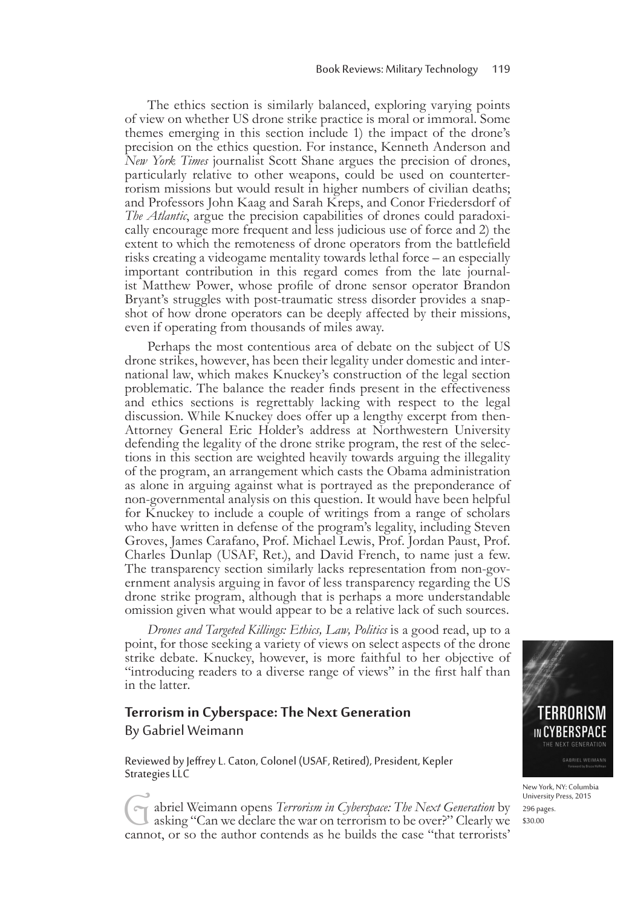The ethics section is similarly balanced, exploring varying points of view on whether US drone strike practice is moral or immoral. Some themes emerging in this section include 1) the impact of the drone's precision on the ethics question. For instance, Kenneth Anderson and *New York Times* journalist Scott Shane argues the precision of drones, particularly relative to other weapons, could be used on counterterrorism missions but would result in higher numbers of civilian deaths; and Professors John Kaag and Sarah Kreps, and Conor Friedersdorf of *The Atlantic*, argue the precision capabilities of drones could paradoxically encourage more frequent and less judicious use of force and 2) the extent to which the remoteness of drone operators from the battlefield risks creating a videogame mentality towards lethal force – an especially important contribution in this regard comes from the late journalist Matthew Power, whose profile of drone sensor operator Brandon Bryant's struggles with post-traumatic stress disorder provides a snapshot of how drone operators can be deeply affected by their missions, even if operating from thousands of miles away.

Perhaps the most contentious area of debate on the subject of US drone strikes, however, has been their legality under domestic and international law, which makes Knuckey's construction of the legal section problematic. The balance the reader finds present in the effectiveness and ethics sections is regrettably lacking with respect to the legal discussion. While Knuckey does offer up a lengthy excerpt from then-Attorney General Eric Holder's address at Northwestern University defending the legality of the drone strike program, the rest of the selections in this section are weighted heavily towards arguing the illegality of the program, an arrangement which casts the Obama administration as alone in arguing against what is portrayed as the preponderance of non-governmental analysis on this question. It would have been helpful for Knuckey to include a couple of writings from a range of scholars who have written in defense of the program's legality, including Steven Groves, James Carafano, Prof. Michael Lewis, Prof. Jordan Paust, Prof. Charles Dunlap (USAF, Ret.), and David French, to name just a few. The transparency section similarly lacks representation from non-government analysis arguing in favor of less transparency regarding the US drone strike program, although that is perhaps a more understandable omission given what would appear to be a relative lack of such sources.

*Drones and Targeted Killings: Ethics, Law, Politics* is a good read, up to a point, for those seeking a variety of views on select aspects of the drone strike debate. Knuckey, however, is more faithful to her objective of "introducing readers to a diverse range of views" in the first half than in the latter.

## Terrorism in Cyberspace: The Next Generation
By Gabriel Weimann

Reviewed by Jeffrey L. Caton, Colonel (USAF, Retired), President, Kepler Strategies LLC

New York, NY: Columbia University Press, 2015
296 pages.
$30.00

Gabriel Weimann opens *Terrorism in Cyberspace: The Next Generation* by asking "Can we declare the war on terrorism to be over?" Clearly we cannot, or so the author contends as he builds the case "that terrorists'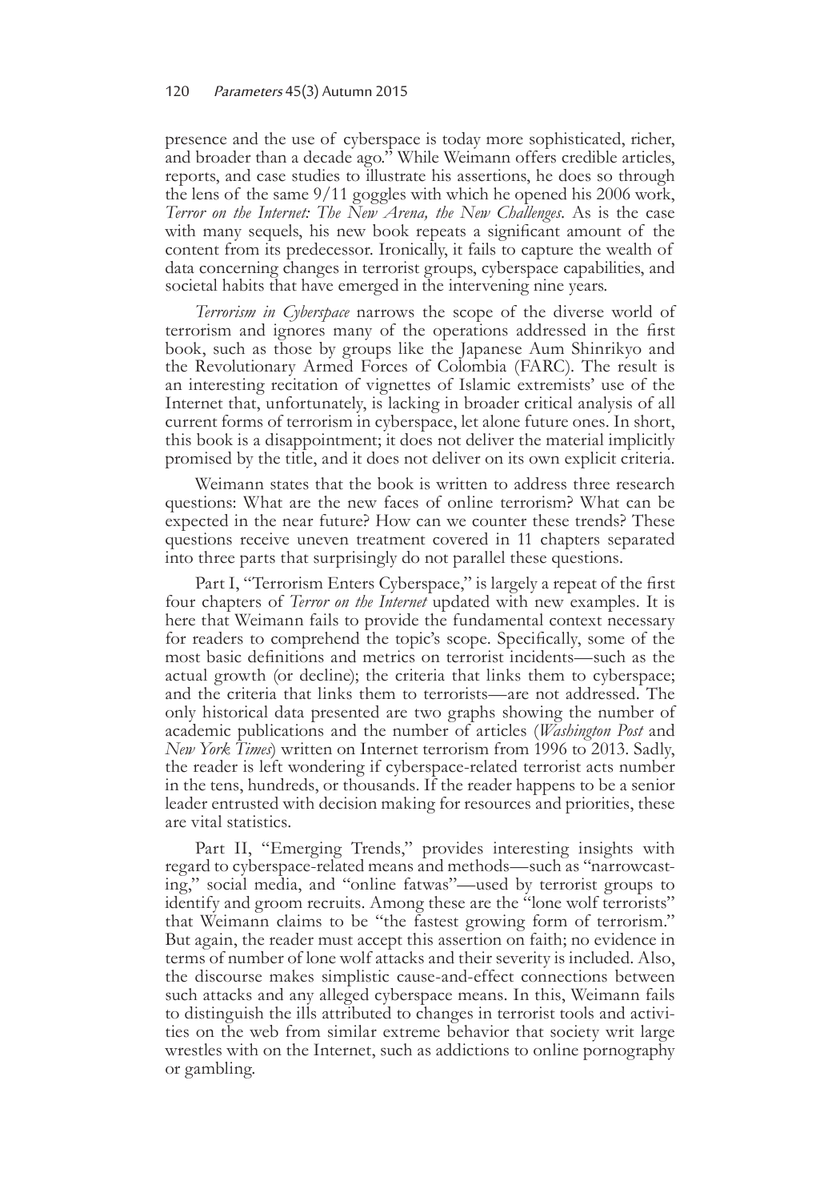presence and the use of cyberspace is today more sophisticated, richer, and broader than a decade ago." While Weimann offers credible articles, reports, and case studies to illustrate his assertions, he does so through the lens of the same 9/11 goggles with which he opened his 2006 work, *Terror on the Internet: The New Arena, the New Challenges*. As is the case with many sequels, his new book repeats a significant amount of the content from its predecessor. Ironically, it fails to capture the wealth of data concerning changes in terrorist groups, cyberspace capabilities, and societal habits that have emerged in the intervening nine years.

*Terrorism in Cyberspace* narrows the scope of the diverse world of terrorism and ignores many of the operations addressed in the first book, such as those by groups like the Japanese Aum Shinrikyo and the Revolutionary Armed Forces of Colombia (FARC). The result is an interesting recitation of vignettes of Islamic extremists' use of the Internet that, unfortunately, is lacking in broader critical analysis of all current forms of terrorism in cyberspace, let alone future ones. In short, this book is a disappointment; it does not deliver the material implicitly promised by the title, and it does not deliver on its own explicit criteria.

Weimann states that the book is written to address three research questions: What are the new faces of online terrorism? What can be expected in the near future? How can we counter these trends? These questions receive uneven treatment covered in 11 chapters separated into three parts that surprisingly do not parallel these questions.

Part I, "Terrorism Enters Cyberspace," is largely a repeat of the first four chapters of *Terror on the Internet* updated with new examples. It is here that Weimann fails to provide the fundamental context necessary for readers to comprehend the topic's scope. Specifically, some of the most basic definitions and metrics on terrorist incidents—such as the actual growth (or decline); the criteria that links them to cyberspace; and the criteria that links them to terrorists—are not addressed. The only historical data presented are two graphs showing the number of academic publications and the number of articles (*Washington Post* and *New York Times*) written on Internet terrorism from 1996 to 2013. Sadly, the reader is left wondering if cyberspace-related terrorist acts number in the tens, hundreds, or thousands. If the reader happens to be a senior leader entrusted with decision making for resources and priorities, these are vital statistics.

Part II, "Emerging Trends," provides interesting insights with regard to cyberspace-related means and methods—such as "narrowcasting," social media, and "online fatwas"—used by terrorist groups to identify and groom recruits. Among these are the "lone wolf terrorists" that Weimann claims to be "the fastest growing form of terrorism." But again, the reader must accept this assertion on faith; no evidence in terms of number of lone wolf attacks and their severity is included. Also, the discourse makes simplistic cause-and-effect connections between such attacks and any alleged cyberspace means. In this, Weimann fails to distinguish the ills attributed to changes in terrorist tools and activities on the web from similar extreme behavior that society writ large wrestles with on the Internet, such as addictions to online pornography or gambling.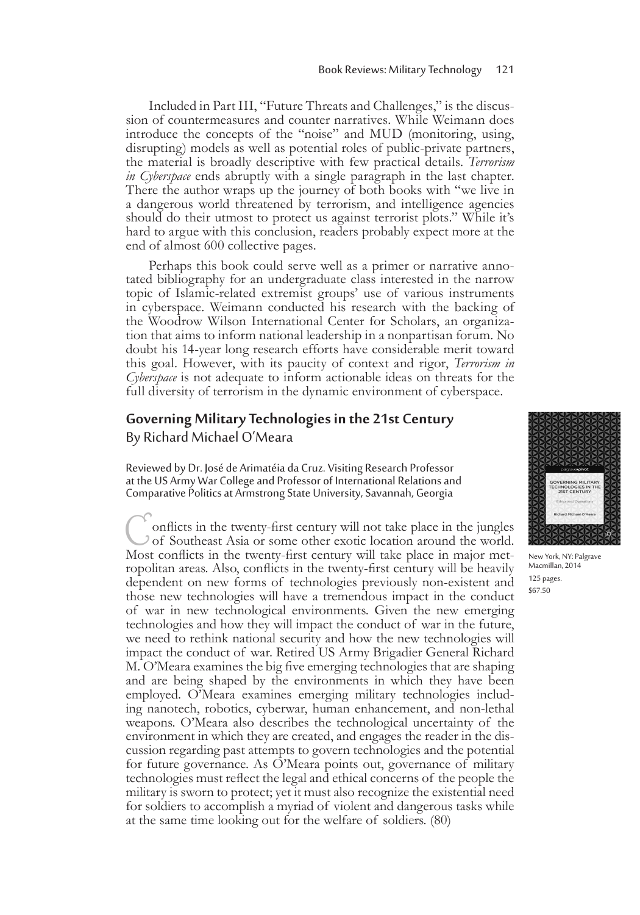Included in Part III, "Future Threats and Challenges," is the discussion of countermeasures and counter narratives. While Weimann does introduce the concepts of the "noise" and MUD (monitoring, using, disrupting) models as well as potential roles of public-private partners, the material is broadly descriptive with few practical details. *Terrorism in Cyberspace* ends abruptly with a single paragraph in the last chapter. There the author wraps up the journey of both books with "we live in a dangerous world threatened by terrorism, and intelligence agencies should do their utmost to protect us against terrorist plots." While it's hard to argue with this conclusion, readers probably expect more at the end of almost 600 collective pages.

Perhaps this book could serve well as a primer or narrative annotated bibliography for an undergraduate class interested in the narrow topic of Islamic-related extremist groups' use of various instruments in cyberspace. Weimann conducted his research with the backing of the Woodrow Wilson International Center for Scholars, an organization that aims to inform national leadership in a nonpartisan forum. No doubt his 14-year long research efforts have considerable merit toward this goal. However, with its paucity of context and rigor, *Terrorism in Cyberspace* is not adequate to inform actionable ideas on threats for the full diversity of terrorism in the dynamic environment of cyberspace.

## Governing Military Technologies in the 21st Century
By Richard Michael O'Meara

Reviewed by Dr. José de Arimatéia da Cruz. Visiting Research Professor at the US Army War College and Professor of International Relations and Comparative Politics at Armstrong State University, Savannah, Georgia

New York, NY: Palgrave Macmillan, 2014
125 pages.
$67.50

Conflicts in the twenty-first century will not take place in the jungles of Southeast Asia or some other exotic location around the world. Most conflicts in the twenty-first century will take place in major metropolitan areas. Also, conflicts in the twenty-first century will be heavily dependent on new forms of technologies previously non-existent and those new technologies will have a tremendous impact in the conduct of war in new technological environments. Given the new emerging technologies and how they will impact the conduct of war in the future, we need to rethink national security and how the new technologies will impact the conduct of war. Retired US Army Brigadier General Richard M. O'Meara examines the big five emerging technologies that are shaping and are being shaped by the environments in which they have been employed. O'Meara examines emerging military technologies including nanotech, robotics, cyberwar, human enhancement, and non-lethal weapons. O'Meara also describes the technological uncertainty of the environment in which they are created, and engages the reader in the discussion regarding past attempts to govern technologies and the potential for future governance. As O'Meara points out, governance of military technologies must reflect the legal and ethical concerns of the people the military is sworn to protect; yet it must also recognize the existential need for soldiers to accomplish a myriad of violent and dangerous tasks while at the same time looking out for the welfare of soldiers. (80)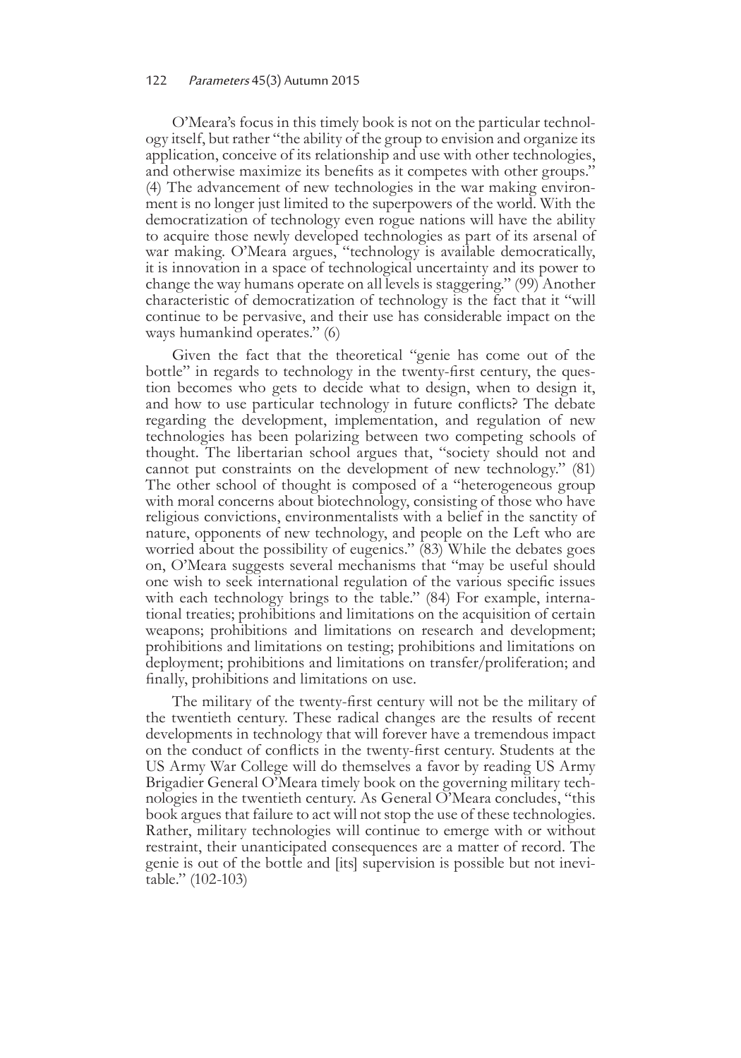O'Meara's focus in this timely book is not on the particular technology itself, but rather "the ability of the group to envision and organize its application, conceive of its relationship and use with other technologies, and otherwise maximize its benefits as it competes with other groups." (4) The advancement of new technologies in the war making environment is no longer just limited to the superpowers of the world. With the democratization of technology even rogue nations will have the ability to acquire those newly developed technologies as part of its arsenal of war making. O'Meara argues, "technology is available democratically, it is innovation in a space of technological uncertainty and its power to change the way humans operate on all levels is staggering." (99) Another characteristic of democratization of technology is the fact that it "will continue to be pervasive, and their use has considerable impact on the ways humankind operates." (6)

Given the fact that the theoretical "genie has come out of the bottle" in regards to technology in the twenty-first century, the question becomes who gets to decide what to design, when to design it, and how to use particular technology in future conflicts? The debate regarding the development, implementation, and regulation of new technologies has been polarizing between two competing schools of thought. The libertarian school argues that, "society should not and cannot put constraints on the development of new technology." (81) The other school of thought is composed of a "heterogeneous group with moral concerns about biotechnology, consisting of those who have religious convictions, environmentalists with a belief in the sanctity of nature, opponents of new technology, and people on the Left who are worried about the possibility of eugenics." (83) While the debates goes on, O'Meara suggests several mechanisms that "may be useful should one wish to seek international regulation of the various specific issues with each technology brings to the table." (84) For example, international treaties; prohibitions and limitations on the acquisition of certain weapons; prohibitions and limitations on research and development; prohibitions and limitations on testing; prohibitions and limitations on deployment; prohibitions and limitations on transfer/proliferation; and finally, prohibitions and limitations on use.

The military of the twenty-first century will not be the military of the twentieth century. These radical changes are the results of recent developments in technology that will forever have a tremendous impact on the conduct of conflicts in the twenty-first century. Students at the US Army War College will do themselves a favor by reading US Army Brigadier General O'Meara timely book on the governing military technologies in the twentieth century. As General O'Meara concludes, "this book argues that failure to act will not stop the use of these technologies. Rather, military technologies will continue to emerge with or without restraint, their unanticipated consequences are a matter of record. The genie is out of the bottle and [its] supervision is possible but not inevitable." (102-103)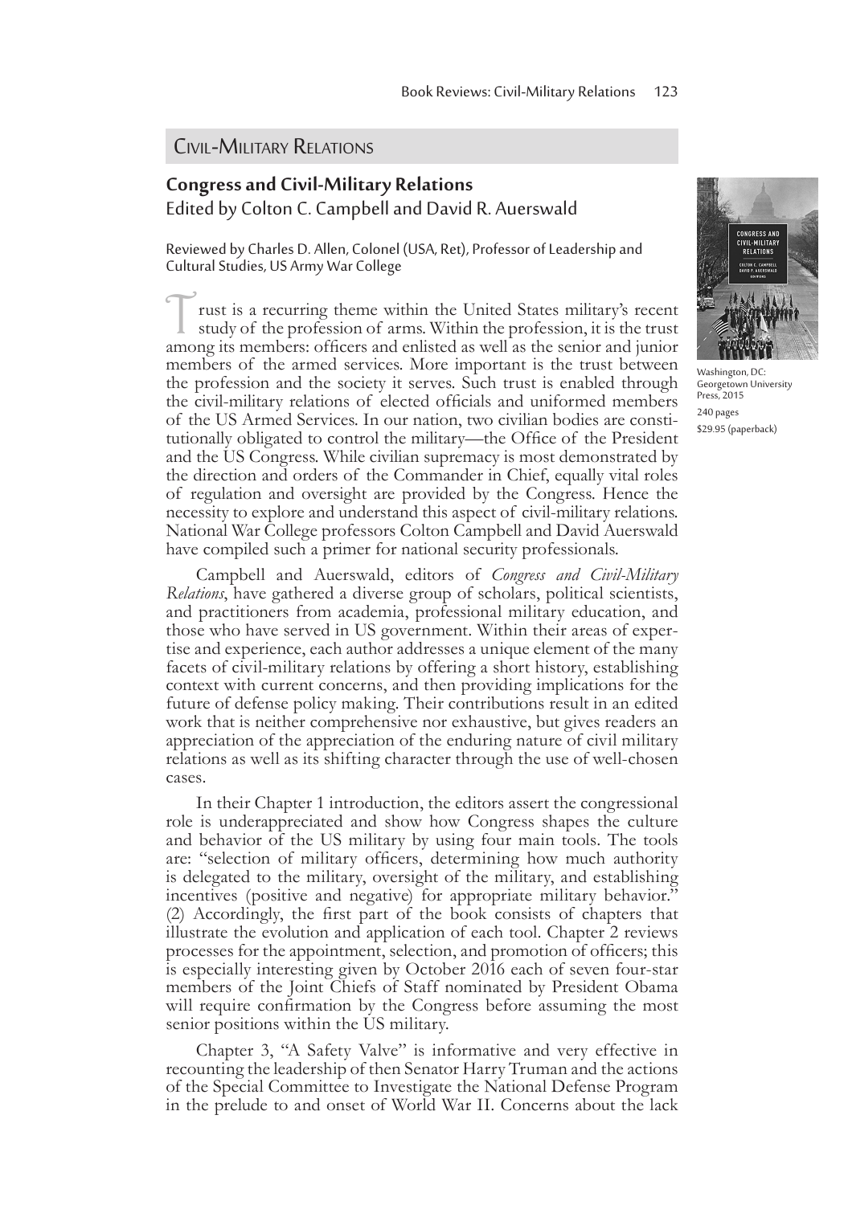## Civil-Military Relations

### Congress and Civil-Military Relations

Edited by Colton C. Campbell and David R. Auerswald

Reviewed by Charles D. Allen, Colonel (USA, Ret), Professor of Leadership and Cultural Studies, US Army War College

Washington, DC: Georgetown University Press, 2015

240 pages

$29.95 (paperback)

Trust is a recurring theme within the United States military's recent study of the profession of arms. Within the profession, it is the trust among its members: officers and enlisted as well as the senior and junior members of the armed services. More important is the trust between the profession and the society it serves. Such trust is enabled through the civil-military relations of elected officials and uniformed members of the US Armed Services. In our nation, two civilian bodies are constitutionally obligated to control the military—the Office of the President and the US Congress. While civilian supremacy is most demonstrated by the direction and orders of the Commander in Chief, equally vital roles of regulation and oversight are provided by the Congress. Hence the necessity to explore and understand this aspect of civil-military relations. National War College professors Colton Campbell and David Auerswald have compiled such a primer for national security professionals.

Campbell and Auerswald, editors of *Congress and Civil-Military Relations*, have gathered a diverse group of scholars, political scientists, and practitioners from academia, professional military education, and those who have served in US government. Within their areas of expertise and experience, each author addresses a unique element of the many facets of civil-military relations by offering a short history, establishing context with current concerns, and then providing implications for the future of defense policy making. Their contributions result in an edited work that is neither comprehensive nor exhaustive, but gives readers an appreciation of the appreciation of the enduring nature of civil military relations as well as its shifting character through the use of well-chosen cases.

In their Chapter 1 introduction, the editors assert the congressional role is underappreciated and show how Congress shapes the culture and behavior of the US military by using four main tools. The tools are: "selection of military officers, determining how much authority is delegated to the military, oversight of the military, and establishing incentives (positive and negative) for appropriate military behavior." (2) Accordingly, the first part of the book consists of chapters that illustrate the evolution and application of each tool. Chapter 2 reviews processes for the appointment, selection, and promotion of officers; this is especially interesting given by October 2016 each of seven four-star members of the Joint Chiefs of Staff nominated by President Obama will require confirmation by the Congress before assuming the most senior positions within the US military.

Chapter 3, "A Safety Valve" is informative and very effective in recounting the leadership of then Senator Harry Truman and the actions of the Special Committee to Investigate the National Defense Program in the prelude to and onset of World War II. Concerns about the lack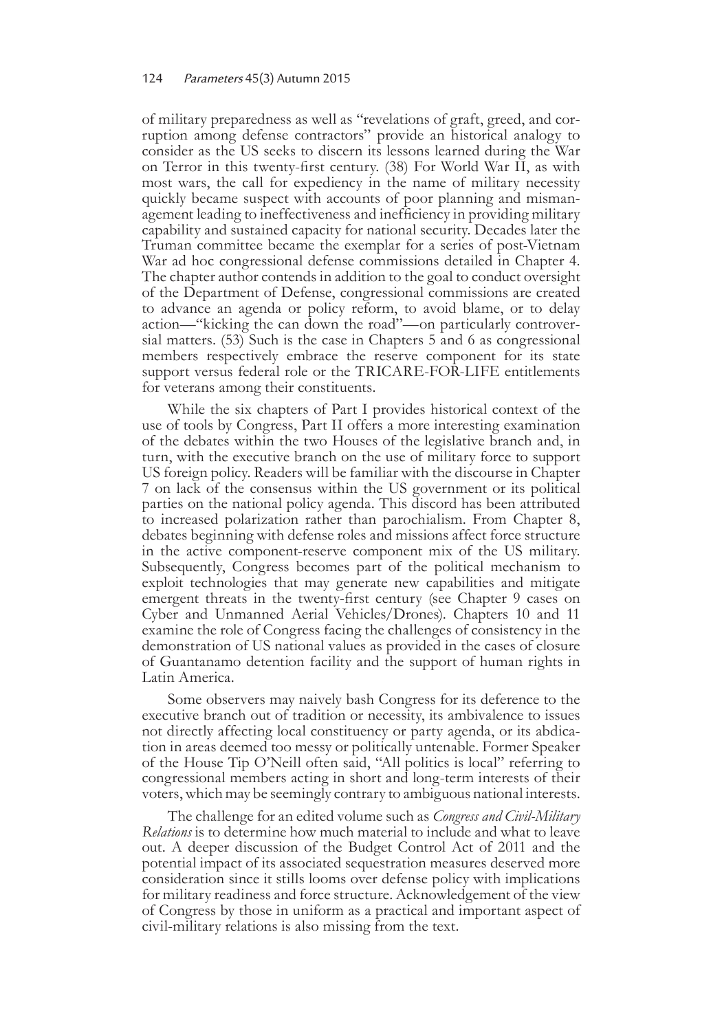of military preparedness as well as "revelations of graft, greed, and corruption among defense contractors" provide an historical analogy to consider as the US seeks to discern its lessons learned during the War on Terror in this twenty-first century. (38) For World War II, as with most wars, the call for expediency in the name of military necessity quickly became suspect with accounts of poor planning and mismanagement leading to ineffectiveness and inefficiency in providing military capability and sustained capacity for national security. Decades later the Truman committee became the exemplar for a series of post-Vietnam War ad hoc congressional defense commissions detailed in Chapter 4. The chapter author contends in addition to the goal to conduct oversight of the Department of Defense, congressional commissions are created to advance an agenda or policy reform, to avoid blame, or to delay action—"kicking the can down the road"—on particularly controversial matters. (53) Such is the case in Chapters 5 and 6 as congressional members respectively embrace the reserve component for its state support versus federal role or the TRICARE-FOR-LIFE entitlements for veterans among their constituents.

While the six chapters of Part I provides historical context of the use of tools by Congress, Part II offers a more interesting examination of the debates within the two Houses of the legislative branch and, in turn, with the executive branch on the use of military force to support US foreign policy. Readers will be familiar with the discourse in Chapter 7 on lack of the consensus within the US government or its political parties on the national policy agenda. This discord has been attributed to increased polarization rather than parochialism. From Chapter 8, debates beginning with defense roles and missions affect force structure in the active component-reserve component mix of the US military. Subsequently, Congress becomes part of the political mechanism to exploit technologies that may generate new capabilities and mitigate emergent threats in the twenty-first century (see Chapter 9 cases on Cyber and Unmanned Aerial Vehicles/Drones). Chapters 10 and 11 examine the role of Congress facing the challenges of consistency in the demonstration of US national values as provided in the cases of closure of Guantanamo detention facility and the support of human rights in Latin America.

Some observers may naively bash Congress for its deference to the executive branch out of tradition or necessity, its ambivalence to issues not directly affecting local constituency or party agenda, or its abdication in areas deemed too messy or politically untenable. Former Speaker of the House Tip O'Neill often said, "All politics is local" referring to congressional members acting in short and long-term interests of their voters, which may be seemingly contrary to ambiguous national interests.

The challenge for an edited volume such as *Congress and Civil-Military Relations* is to determine how much material to include and what to leave out. A deeper discussion of the Budget Control Act of 2011 and the potential impact of its associated sequestration measures deserved more consideration since it stills looms over defense policy with implications for military readiness and force structure. Acknowledgement of the view of Congress by those in uniform as a practical and important aspect of civil-military relations is also missing from the text.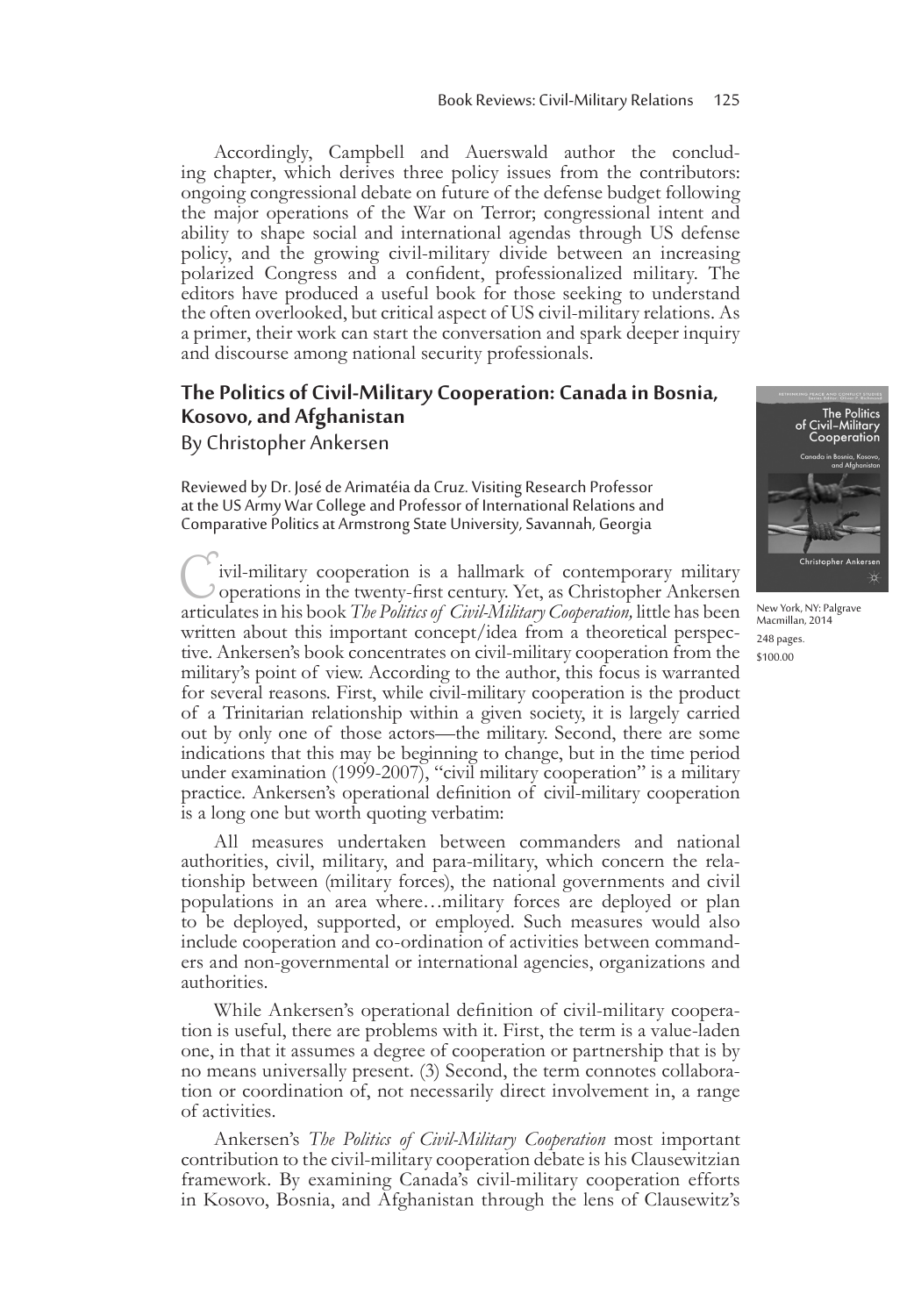Accordingly, Campbell and Auerswald author the concluding chapter, which derives three policy issues from the contributors: ongoing congressional debate on future of the defense budget following the major operations of the War on Terror; congressional intent and ability to shape social and international agendas through US defense policy, and the growing civil-military divide between an increasing polarized Congress and a confident, professionalized military. The editors have produced a useful book for those seeking to understand the often overlooked, but critical aspect of US civil-military relations. As a primer, their work can start the conversation and spark deeper inquiry and discourse among national security professionals.

## The Politics of Civil-Military Cooperation: Canada in Bosnia, Kosovo, and Afghanistan

By Christopher Ankersen

Reviewed by Dr. José de Arimatéia da Cruz. Visiting Research Professor at the US Army War College and Professor of International Relations and Comparative Politics at Armstrong State University, Savannah, Georgia

New York, NY: Palgrave Macmillan, 2014
248 pages.
$100.00

Civil-military cooperation is a hallmark of contemporary military operations in the twenty-first century. Yet, as Christopher Ankersen articulates in his book *The Politics of Civil-Military Cooperation,* little has been written about this important concept/idea from a theoretical perspective. Ankersen's book concentrates on civil-military cooperation from the military's point of view. According to the author, this focus is warranted for several reasons. First, while civil-military cooperation is the product of a Trinitarian relationship within a given society, it is largely carried out by only one of those actors—the military. Second, there are some indications that this may be beginning to change, but in the time period under examination (1999-2007), "civil military cooperation" is a military practice. Ankersen's operational definition of civil-military cooperation is a long one but worth quoting verbatim:

> All measures undertaken between commanders and national authorities, civil, military, and para-military, which concern the relationship between (military forces), the national governments and civil populations in an area where…military forces are deployed or plan to be deployed, supported, or employed. Such measures would also include cooperation and co-ordination of activities between commanders and non-governmental or international agencies, organizations and authorities.

While Ankersen's operational definition of civil-military cooperation is useful, there are problems with it. First, the term is a value-laden one, in that it assumes a degree of cooperation or partnership that is by no means universally present. (3) Second, the term connotes collaboration or coordination of, not necessarily direct involvement in, a range of activities.

Ankersen's *The Politics of Civil-Military Cooperation* most important contribution to the civil-military cooperation debate is his Clausewitzian framework. By examining Canada's civil-military cooperation efforts in Kosovo, Bosnia, and Afghanistan through the lens of Clausewitz's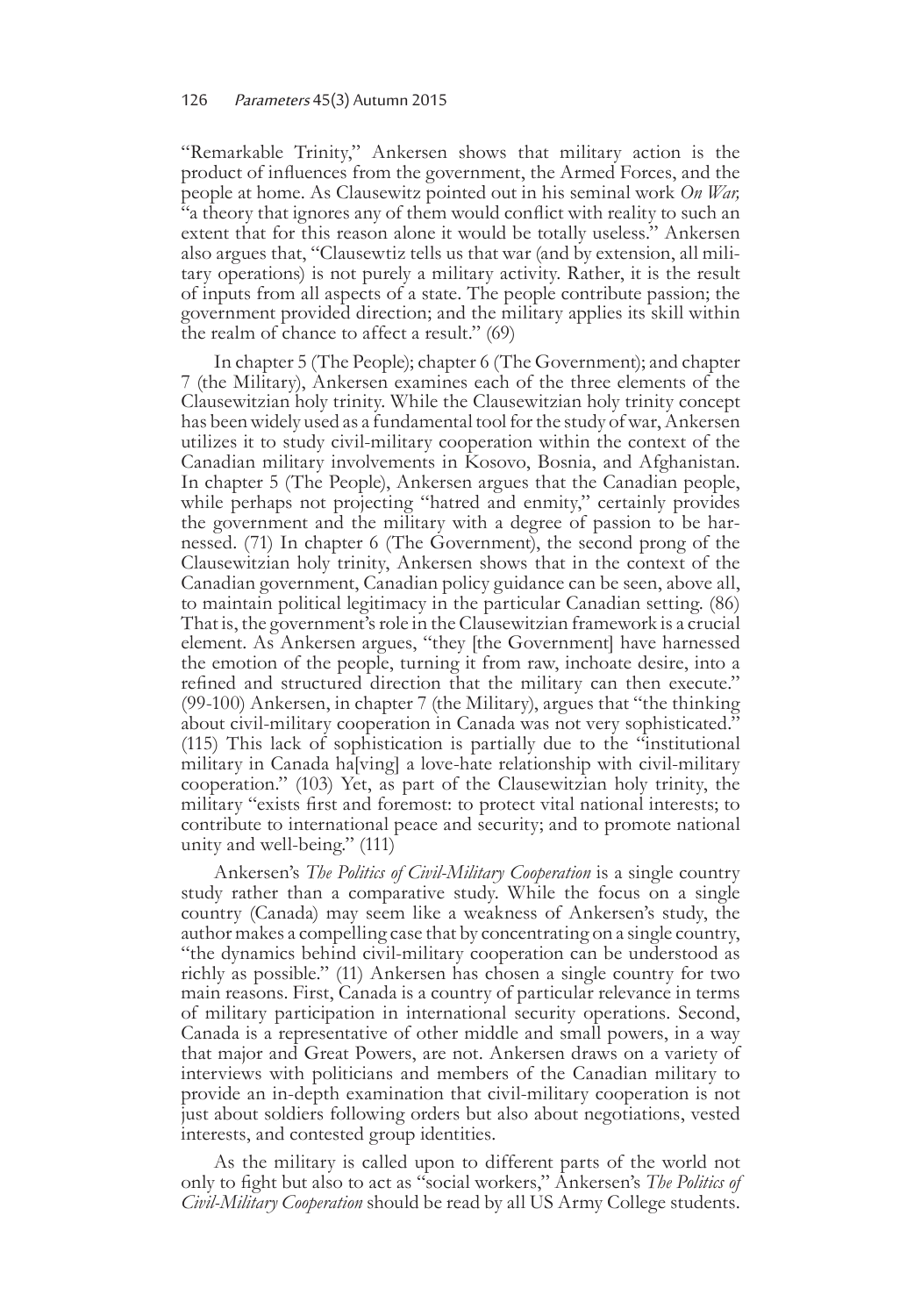"Remarkable Trinity," Ankersen shows that military action is the product of influences from the government, the Armed Forces, and the people at home. As Clausewitz pointed out in his seminal work *On War,* "a theory that ignores any of them would conflict with reality to such an extent that for this reason alone it would be totally useless." Ankersen also argues that, "Clausewtiz tells us that war (and by extension, all military operations) is not purely a military activity. Rather, it is the result of inputs from all aspects of a state. The people contribute passion; the government provided direction; and the military applies its skill within the realm of chance to affect a result." (69)

In chapter 5 (The People); chapter 6 (The Government); and chapter 7 (the Military), Ankersen examines each of the three elements of the Clausewitzian holy trinity. While the Clausewitzian holy trinity concept has been widely used as a fundamental tool for the study of war, Ankersen utilizes it to study civil-military cooperation within the context of the Canadian military involvements in Kosovo, Bosnia, and Afghanistan. In chapter 5 (The People), Ankersen argues that the Canadian people, while perhaps not projecting "hatred and enmity," certainly provides the government and the military with a degree of passion to be harnessed. (71) In chapter 6 (The Government), the second prong of the Clausewitzian holy trinity, Ankersen shows that in the context of the Canadian government, Canadian policy guidance can be seen, above all, to maintain political legitimacy in the particular Canadian setting. (86) That is, the government's role in the Clausewitzian framework is a crucial element. As Ankersen argues, "they [the Government] have harnessed the emotion of the people, turning it from raw, inchoate desire, into a refined and structured direction that the military can then execute." (99-100) Ankersen, in chapter 7 (the Military), argues that "the thinking about civil-military cooperation in Canada was not very sophisticated." (115) This lack of sophistication is partially due to the "institutional military in Canada ha[ving] a love-hate relationship with civil-military cooperation." (103) Yet, as part of the Clausewitzian holy trinity, the military "exists first and foremost: to protect vital national interests; to contribute to international peace and security; and to promote national unity and well-being." (111)

Ankersen's *The Politics of Civil-Military Cooperation* is a single country study rather than a comparative study. While the focus on a single country (Canada) may seem like a weakness of Ankersen's study, the author makes a compelling case that by concentrating on a single country, "the dynamics behind civil-military cooperation can be understood as richly as possible." (11) Ankersen has chosen a single country for two main reasons. First, Canada is a country of particular relevance in terms of military participation in international security operations. Second, Canada is a representative of other middle and small powers, in a way that major and Great Powers, are not. Ankersen draws on a variety of interviews with politicians and members of the Canadian military to provide an in-depth examination that civil-military cooperation is not just about soldiers following orders but also about negotiations, vested interests, and contested group identities.

As the military is called upon to different parts of the world not only to fight but also to act as "social workers," Ankersen's *The Politics of Civil-Military Cooperation* should be read by all US Army College students.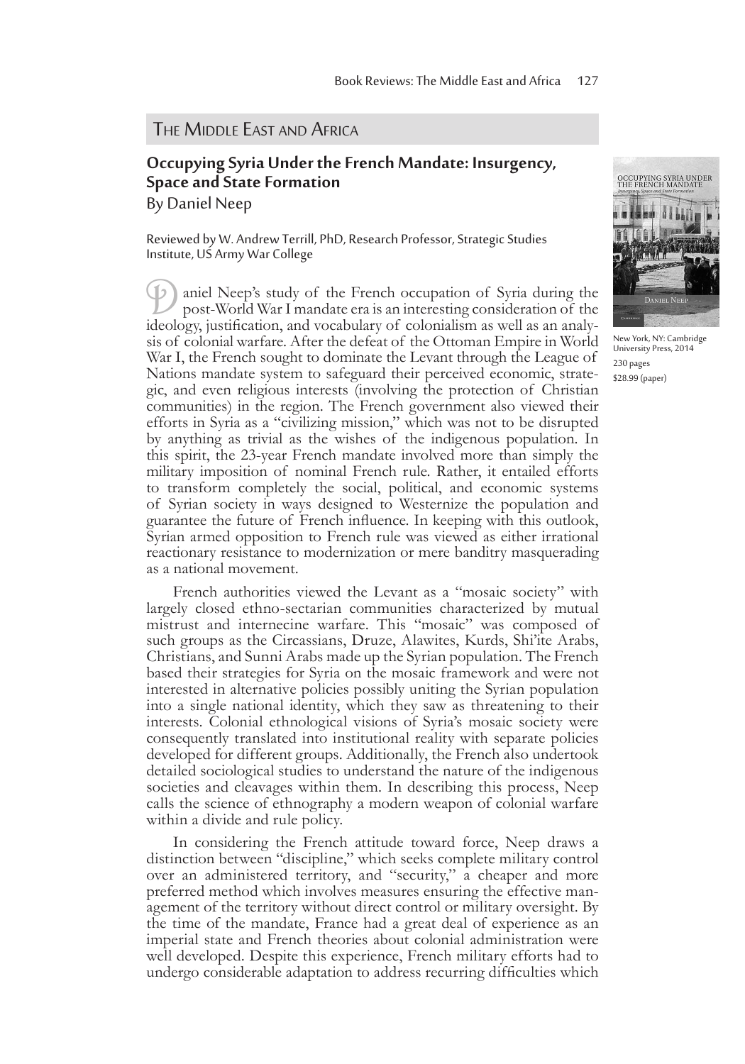## The Middle East and Africa

### Occupying Syria Under the French Mandate: Insurgency, Space and State Formation

By Daniel Neep

Reviewed by W. Andrew Terrill, PhD, Research Professor, Strategic Studies Institute, US Army War College

New York, NY: Cambridge University Press, 2014
230 pages
$28.99 (paper)

Daniel Neep's study of the French occupation of Syria during the post-World War I mandate era is an interesting consideration of the ideology, justification, and vocabulary of colonialism as well as an analysis of colonial warfare. After the defeat of the Ottoman Empire in World War I, the French sought to dominate the Levant through the League of Nations mandate system to safeguard their perceived economic, strategic, and even religious interests (involving the protection of Christian communities) in the region. The French government also viewed their efforts in Syria as a "civilizing mission," which was not to be disrupted by anything as trivial as the wishes of the indigenous population. In this spirit, the 23-year French mandate involved more than simply the military imposition of nominal French rule. Rather, it entailed efforts to transform completely the social, political, and economic systems of Syrian society in ways designed to Westernize the population and guarantee the future of French influence. In keeping with this outlook, Syrian armed opposition to French rule was viewed as either irrational reactionary resistance to modernization or mere banditry masquerading as a national movement.

French authorities viewed the Levant as a "mosaic society" with largely closed ethno-sectarian communities characterized by mutual mistrust and internecine warfare. This "mosaic" was composed of such groups as the Circassians, Druze, Alawites, Kurds, Shi'ite Arabs, Christians, and Sunni Arabs made up the Syrian population. The French based their strategies for Syria on the mosaic framework and were not interested in alternative policies possibly uniting the Syrian population into a single national identity, which they saw as threatening to their interests. Colonial ethnological visions of Syria's mosaic society were consequently translated into institutional reality with separate policies developed for different groups. Additionally, the French also undertook detailed sociological studies to understand the nature of the indigenous societies and cleavages within them. In describing this process, Neep calls the science of ethnography a modern weapon of colonial warfare within a divide and rule policy.

In considering the French attitude toward force, Neep draws a distinction between "discipline," which seeks complete military control over an administered territory, and "security," a cheaper and more preferred method which involves measures ensuring the effective management of the territory without direct control or military oversight. By the time of the mandate, France had a great deal of experience as an imperial state and French theories about colonial administration were well developed. Despite this experience, French military efforts had to undergo considerable adaptation to address recurring difficulties which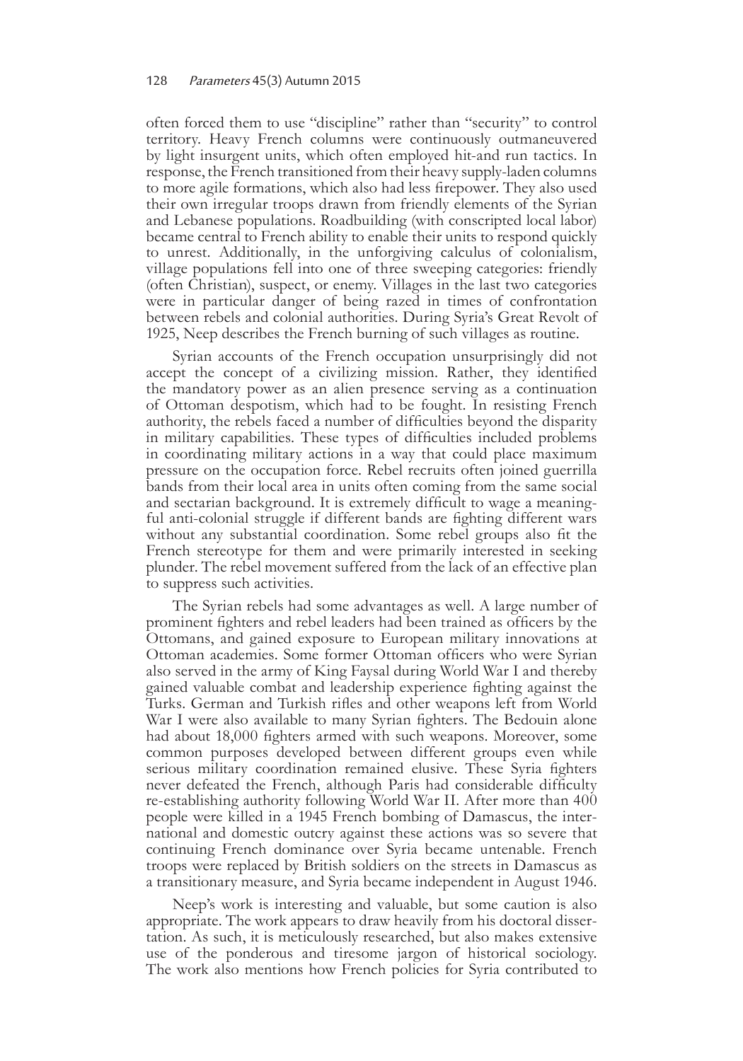often forced them to use "discipline" rather than "security" to control territory. Heavy French columns were continuously outmaneuvered by light insurgent units, which often employed hit-and run tactics. In response, the French transitioned from their heavy supply-laden columns to more agile formations, which also had less firepower. They also used their own irregular troops drawn from friendly elements of the Syrian and Lebanese populations. Roadbuilding (with conscripted local labor) became central to French ability to enable their units to respond quickly to unrest. Additionally, in the unforgiving calculus of colonialism, village populations fell into one of three sweeping categories: friendly (often Christian), suspect, or enemy. Villages in the last two categories were in particular danger of being razed in times of confrontation between rebels and colonial authorities. During Syria's Great Revolt of 1925, Neep describes the French burning of such villages as routine.

Syrian accounts of the French occupation unsurprisingly did not accept the concept of a civilizing mission. Rather, they identified the mandatory power as an alien presence serving as a continuation of Ottoman despotism, which had to be fought. In resisting French authority, the rebels faced a number of difficulties beyond the disparity in military capabilities. These types of difficulties included problems in coordinating military actions in a way that could place maximum pressure on the occupation force. Rebel recruits often joined guerrilla bands from their local area in units often coming from the same social and sectarian background. It is extremely difficult to wage a meaningful anti-colonial struggle if different bands are fighting different wars without any substantial coordination. Some rebel groups also fit the French stereotype for them and were primarily interested in seeking plunder. The rebel movement suffered from the lack of an effective plan to suppress such activities.

The Syrian rebels had some advantages as well. A large number of prominent fighters and rebel leaders had been trained as officers by the Ottomans, and gained exposure to European military innovations at Ottoman academies. Some former Ottoman officers who were Syrian also served in the army of King Faysal during World War I and thereby gained valuable combat and leadership experience fighting against the Turks. German and Turkish rifles and other weapons left from World War I were also available to many Syrian fighters. The Bedouin alone had about 18,000 fighters armed with such weapons. Moreover, some common purposes developed between different groups even while serious military coordination remained elusive. These Syria fighters never defeated the French, although Paris had considerable difficulty re-establishing authority following World War II. After more than 400 people were killed in a 1945 French bombing of Damascus, the international and domestic outcry against these actions was so severe that continuing French dominance over Syria became untenable. French troops were replaced by British soldiers on the streets in Damascus as a transitionary measure, and Syria became independent in August 1946.

Neep's work is interesting and valuable, but some caution is also appropriate. The work appears to draw heavily from his doctoral dissertation. As such, it is meticulously researched, but also makes extensive use of the ponderous and tiresome jargon of historical sociology. The work also mentions how French policies for Syria contributed to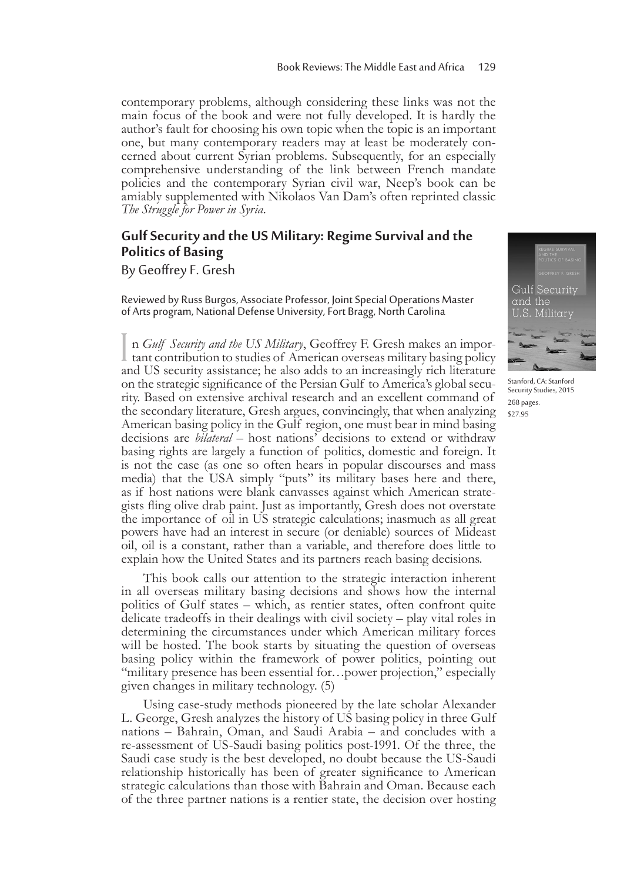contemporary problems, although considering these links was not the main focus of the book and were not fully developed. It is hardly the author's fault for choosing his own topic when the topic is an important one, but many contemporary readers may at least be moderately concerned about current Syrian problems. Subsequently, for an especially comprehensive understanding of the link between French mandate policies and the contemporary Syrian civil war, Neep's book can be amiably supplemented with Nikolaos Van Dam's often reprinted classic *The Struggle for Power in Syria*.

## Gulf Security and the US Military: Regime Survival and the Politics of Basing

By Geoffrey F. Gresh

Reviewed by Russ Burgos, Associate Professor, Joint Special Operations Master of Arts program, National Defense University, Fort Bragg, North Carolina

Stanford, CA: Stanford Security Studies, 2015
268 pages.
$27.95

In *Gulf Security and the US Military*, Geoffrey F. Gresh makes an important contribution to studies of American overseas military basing policy and US security assistance; he also adds to an increasingly rich literature on the strategic significance of the Persian Gulf to America's global security. Based on extensive archival research and an excellent command of the secondary literature, Gresh argues, convincingly, that when analyzing American basing policy in the Gulf region, one must bear in mind basing decisions are *bilateral* – host nations' decisions to extend or withdraw basing rights are largely a function of politics, domestic and foreign. It is not the case (as one so often hears in popular discourses and mass media) that the USA simply "puts" its military bases here and there, as if host nations were blank canvasses against which American strategists fling olive drab paint. Just as importantly, Gresh does not overstate the importance of oil in US strategic calculations; inasmuch as all great powers have had an interest in secure (or deniable) sources of Mideast oil, oil is a constant, rather than a variable, and therefore does little to explain how the United States and its partners reach basing decisions.

This book calls our attention to the strategic interaction inherent in all overseas military basing decisions and shows how the internal politics of Gulf states – which, as rentier states, often confront quite delicate tradeoffs in their dealings with civil society – play vital roles in determining the circumstances under which American military forces will be hosted. The book starts by situating the question of overseas basing policy within the framework of power politics, pointing out "military presence has been essential for…power projection," especially given changes in military technology. (5)

Using case-study methods pioneered by the late scholar Alexander L. George, Gresh analyzes the history of US basing policy in three Gulf nations – Bahrain, Oman, and Saudi Arabia – and concludes with a re-assessment of US-Saudi basing politics post-1991. Of the three, the Saudi case study is the best developed, no doubt because the US-Saudi relationship historically has been of greater significance to American strategic calculations than those with Bahrain and Oman. Because each of the three partner nations is a rentier state, the decision over hosting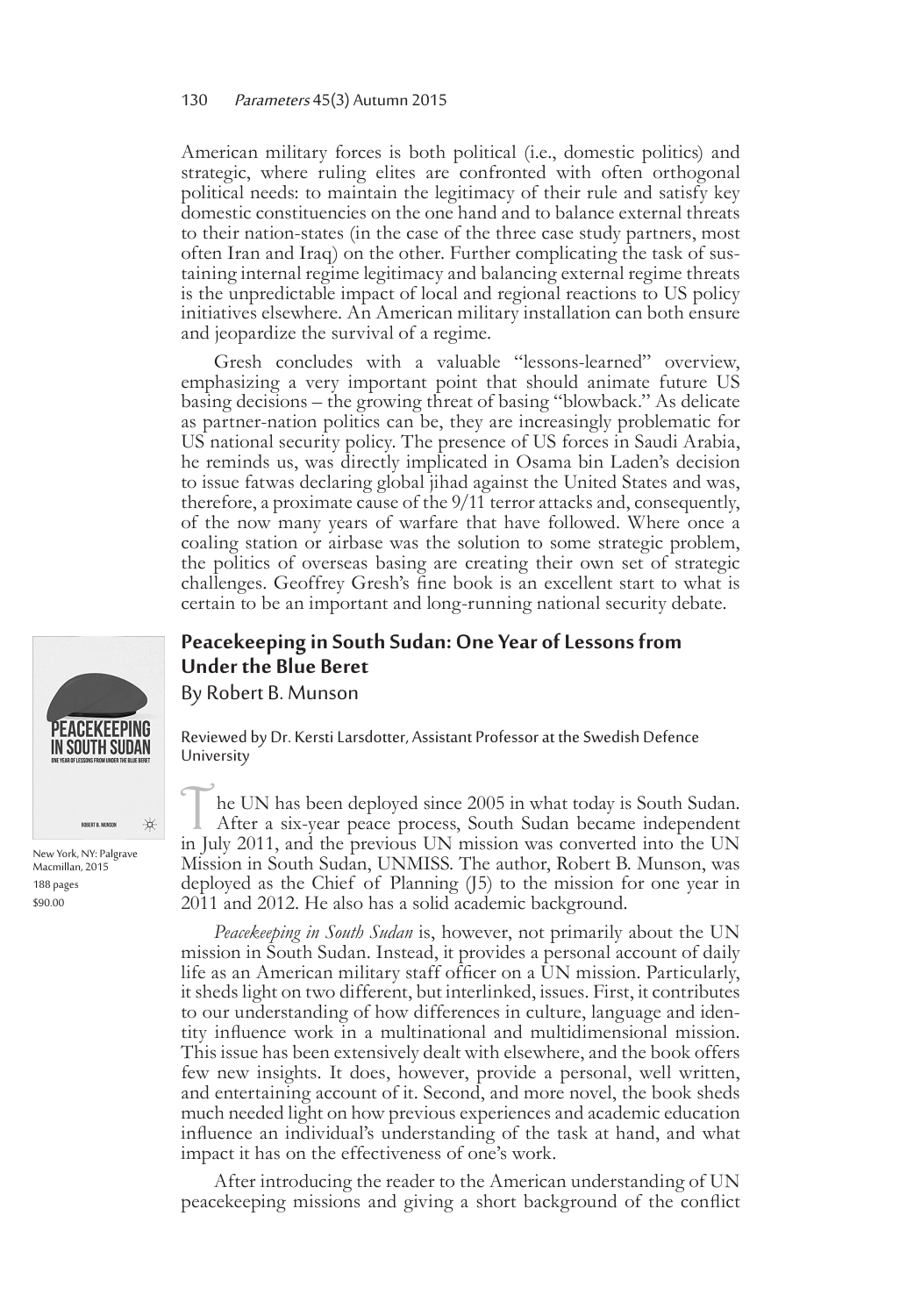American military forces is both political (i.e., domestic politics) and strategic, where ruling elites are confronted with often orthogonal political needs: to maintain the legitimacy of their rule and satisfy key domestic constituencies on the one hand and to balance external threats to their nation-states (in the case of the three case study partners, most often Iran and Iraq) on the other. Further complicating the task of sustaining internal regime legitimacy and balancing external regime threats is the unpredictable impact of local and regional reactions to US policy initiatives elsewhere. An American military installation can both ensure and jeopardize the survival of a regime.

Gresh concludes with a valuable "lessons-learned" overview, emphasizing a very important point that should animate future US basing decisions – the growing threat of basing "blowback." As delicate as partner-nation politics can be, they are increasingly problematic for US national security policy. The presence of US forces in Saudi Arabia, he reminds us, was directly implicated in Osama bin Laden's decision to issue fatwas declaring global jihad against the United States and was, therefore, a proximate cause of the 9/11 terror attacks and, consequently, of the now many years of warfare that have followed. Where once a coaling station or airbase was the solution to some strategic problem, the politics of overseas basing are creating their own set of strategic challenges. Geoffrey Gresh's fine book is an excellent start to what is certain to be an important and long-running national security debate.

## Peacekeeping in South Sudan: One Year of Lessons from Under the Blue Beret

By Robert B. Munson

Reviewed by Dr. Kersti Larsdotter, Assistant Professor at the Swedish Defence University

New York, NY: Palgrave Macmillan, 2015
188 pages
$90.00

The UN has been deployed since 2005 in what today is South Sudan. After a six-year peace process, South Sudan became independent in July 2011, and the previous UN mission was converted into the UN Mission in South Sudan, UNMISS. The author, Robert B. Munson, was deployed as the Chief of Planning (J5) to the mission for one year in 2011 and 2012. He also has a solid academic background.

*Peacekeeping in South Sudan* is, however, not primarily about the UN mission in South Sudan. Instead, it provides a personal account of daily life as an American military staff officer on a UN mission. Particularly, it sheds light on two different, but interlinked, issues. First, it contributes to our understanding of how differences in culture, language and identity influence work in a multinational and multidimensional mission. This issue has been extensively dealt with elsewhere, and the book offers few new insights. It does, however, provide a personal, well written, and entertaining account of it. Second, and more novel, the book sheds much needed light on how previous experiences and academic education influence an individual's understanding of the task at hand, and what impact it has on the effectiveness of one's work.

After introducing the reader to the American understanding of UN peacekeeping missions and giving a short background of the conflict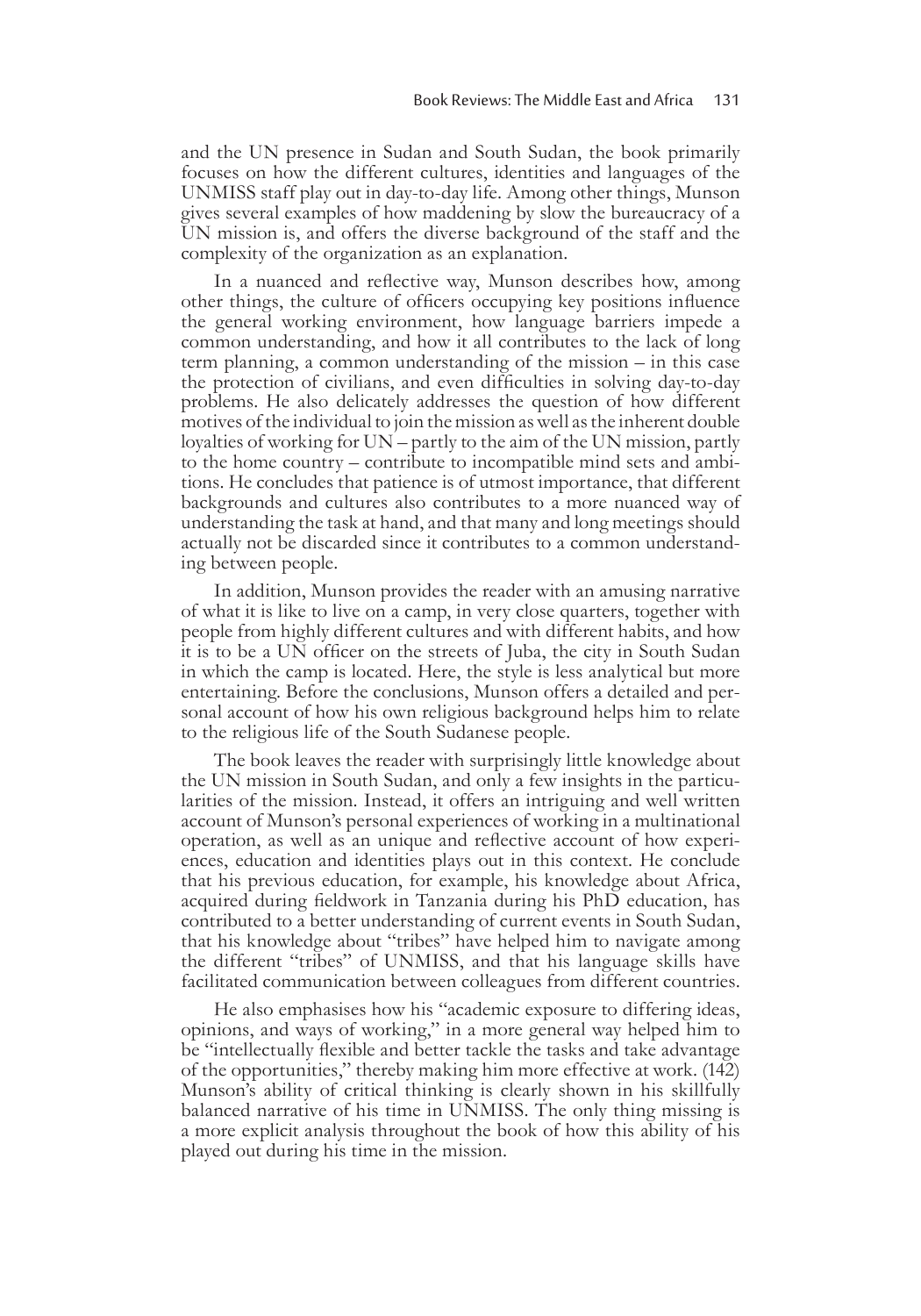and the UN presence in Sudan and South Sudan, the book primarily focuses on how the different cultures, identities and languages of the UNMISS staff play out in day-to-day life. Among other things, Munson gives several examples of how maddening by slow the bureaucracy of a UN mission is, and offers the diverse background of the staff and the complexity of the organization as an explanation.

In a nuanced and reflective way, Munson describes how, among other things, the culture of officers occupying key positions influence the general working environment, how language barriers impede a common understanding, and how it all contributes to the lack of long term planning, a common understanding of the mission – in this case the protection of civilians, and even difficulties in solving day-to-day problems. He also delicately addresses the question of how different motives of the individual to join the mission as well as the inherent double loyalties of working for UN – partly to the aim of the UN mission, partly to the home country – contribute to incompatible mind sets and ambitions. He concludes that patience is of utmost importance, that different backgrounds and cultures also contributes to a more nuanced way of understanding the task at hand, and that many and long meetings should actually not be discarded since it contributes to a common understanding between people.

In addition, Munson provides the reader with an amusing narrative of what it is like to live on a camp, in very close quarters, together with people from highly different cultures and with different habits, and how it is to be a UN officer on the streets of Juba, the city in South Sudan in which the camp is located. Here, the style is less analytical but more entertaining. Before the conclusions, Munson offers a detailed and personal account of how his own religious background helps him to relate to the religious life of the South Sudanese people.

The book leaves the reader with surprisingly little knowledge about the UN mission in South Sudan, and only a few insights in the particularities of the mission. Instead, it offers an intriguing and well written account of Munson's personal experiences of working in a multinational operation, as well as an unique and reflective account of how experiences, education and identities plays out in this context. He conclude that his previous education, for example, his knowledge about Africa, acquired during fieldwork in Tanzania during his PhD education, has contributed to a better understanding of current events in South Sudan, that his knowledge about "tribes" have helped him to navigate among the different "tribes" of UNMISS, and that his language skills have facilitated communication between colleagues from different countries.

He also emphasises how his "academic exposure to differing ideas, opinions, and ways of working," in a more general way helped him to be "intellectually flexible and better tackle the tasks and take advantage of the opportunities," thereby making him more effective at work. (142) Munson's ability of critical thinking is clearly shown in his skillfully balanced narrative of his time in UNMISS. The only thing missing is a more explicit analysis throughout the book of how this ability of his played out during his time in the mission.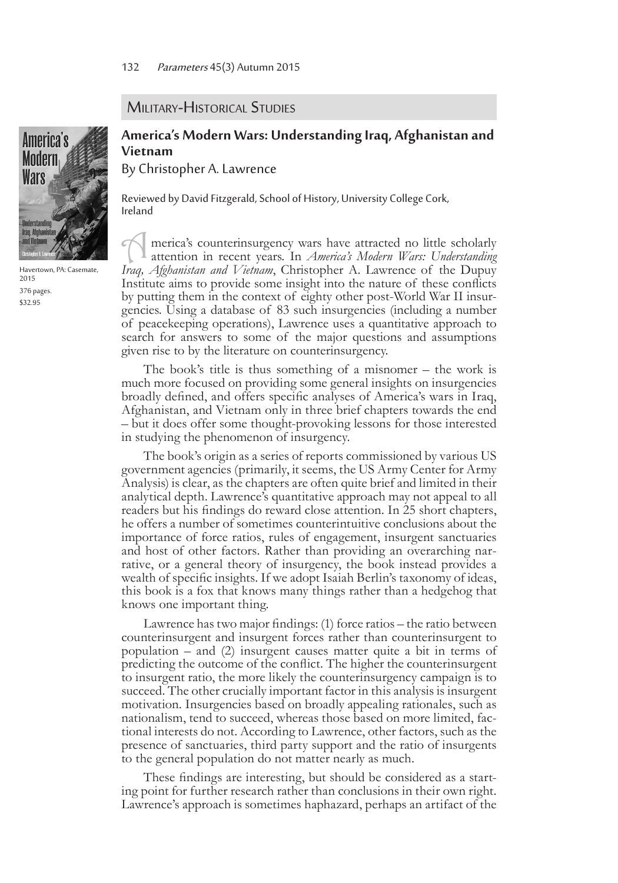## Military-Historical Studies

### America's Modern Wars: Understanding Iraq, Afghanistan and Vietnam

By Christopher A. Lawrence

Havertown, PA: Casemate, 2015
376 pages.
$32.95

Reviewed by David Fitzgerald, School of History, University College Cork, Ireland

America's counterinsurgency wars have attracted no little scholarly attention in recent years. In *America's Modern Wars: Understanding Iraq, Afghanistan and Vietnam*, Christopher A. Lawrence of the Dupuy Institute aims to provide some insight into the nature of these conflicts by putting them in the context of eighty other post-World War II insurgencies. Using a database of 83 such insurgencies (including a number of peacekeeping operations), Lawrence uses a quantitative approach to search for answers to some of the major questions and assumptions given rise to by the literature on counterinsurgency.

The book's title is thus something of a misnomer – the work is much more focused on providing some general insights on insurgencies broadly defined, and offers specific analyses of America's wars in Iraq, Afghanistan, and Vietnam only in three brief chapters towards the end – but it does offer some thought-provoking lessons for those interested in studying the phenomenon of insurgency.

The book's origin as a series of reports commissioned by various US government agencies (primarily, it seems, the US Army Center for Army Analysis) is clear, as the chapters are often quite brief and limited in their analytical depth. Lawrence's quantitative approach may not appeal to all readers but his findings do reward close attention. In 25 short chapters, he offers a number of sometimes counterintuitive conclusions about the importance of force ratios, rules of engagement, insurgent sanctuaries and host of other factors. Rather than providing an overarching narrative, or a general theory of insurgency, the book instead provides a wealth of specific insights. If we adopt Isaiah Berlin's taxonomy of ideas, this book is a fox that knows many things rather than a hedgehog that knows one important thing.

Lawrence has two major findings: (1) force ratios – the ratio between counterinsurgent and insurgent forces rather than counterinsurgent to population – and (2) insurgent causes matter quite a bit in terms of predicting the outcome of the conflict. The higher the counterinsurgent to insurgent ratio, the more likely the counterinsurgency campaign is to succeed. The other crucially important factor in this analysis is insurgent motivation. Insurgencies based on broadly appealing rationales, such as nationalism, tend to succeed, whereas those based on more limited, factional interests do not. According to Lawrence, other factors, such as the presence of sanctuaries, third party support and the ratio of insurgents to the general population do not matter nearly as much.

These findings are interesting, but should be considered as a starting point for further research rather than conclusions in their own right. Lawrence's approach is sometimes haphazard, perhaps an artifact of the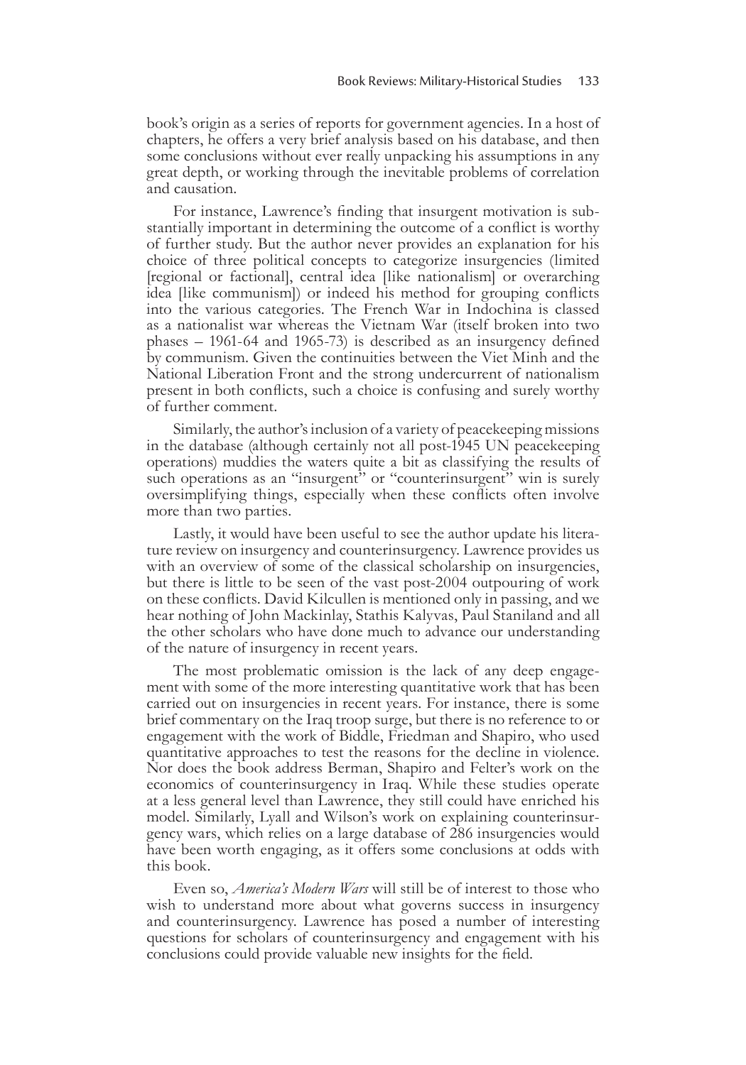book's origin as a series of reports for government agencies. In a host of chapters, he offers a very brief analysis based on his database, and then some conclusions without ever really unpacking his assumptions in any great depth, or working through the inevitable problems of correlation and causation.

For instance, Lawrence's finding that insurgent motivation is substantially important in determining the outcome of a conflict is worthy of further study. But the author never provides an explanation for his choice of three political concepts to categorize insurgencies (limited [regional or factional], central idea [like nationalism] or overarching idea [like communism]) or indeed his method for grouping conflicts into the various categories. The French War in Indochina is classed as a nationalist war whereas the Vietnam War (itself broken into two phases – 1961-64 and 1965-73) is described as an insurgency defined by communism. Given the continuities between the Viet Minh and the National Liberation Front and the strong undercurrent of nationalism present in both conflicts, such a choice is confusing and surely worthy of further comment.

Similarly, the author's inclusion of a variety of peacekeeping missions in the database (although certainly not all post-1945 UN peacekeeping operations) muddies the waters quite a bit as classifying the results of such operations as an "insurgent" or "counterinsurgent" win is surely oversimplifying things, especially when these conflicts often involve more than two parties.

Lastly, it would have been useful to see the author update his literature review on insurgency and counterinsurgency. Lawrence provides us with an overview of some of the classical scholarship on insurgencies, but there is little to be seen of the vast post-2004 outpouring of work on these conflicts. David Kilcullen is mentioned only in passing, and we hear nothing of John Mackinlay, Stathis Kalyvas, Paul Staniland and all the other scholars who have done much to advance our understanding of the nature of insurgency in recent years.

The most problematic omission is the lack of any deep engagement with some of the more interesting quantitative work that has been carried out on insurgencies in recent years. For instance, there is some brief commentary on the Iraq troop surge, but there is no reference to or engagement with the work of Biddle, Friedman and Shapiro, who used quantitative approaches to test the reasons for the decline in violence. Nor does the book address Berman, Shapiro and Felter's work on the economics of counterinsurgency in Iraq. While these studies operate at a less general level than Lawrence, they still could have enriched his model. Similarly, Lyall and Wilson's work on explaining counterinsurgency wars, which relies on a large database of 286 insurgencies would have been worth engaging, as it offers some conclusions at odds with this book.

Even so, *America's Modern Wars* will still be of interest to those who wish to understand more about what governs success in insurgency and counterinsurgency. Lawrence has posed a number of interesting questions for scholars of counterinsurgency and engagement with his conclusions could provide valuable new insights for the field.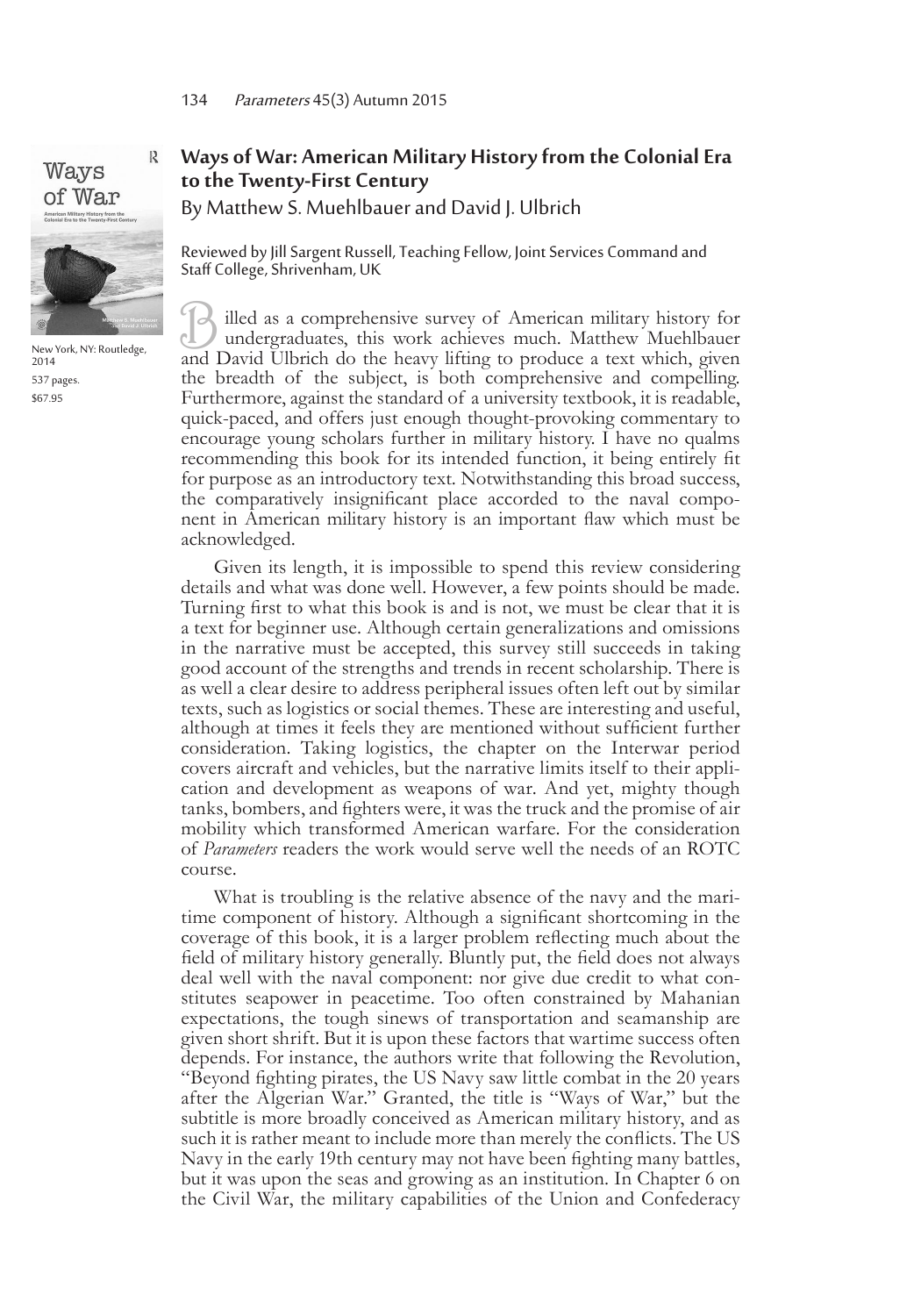## Ways of War: American Military History from the Colonial Era to the Twenty-First Century

By Matthew S. Muehlbauer and David J. Ulbrich

New York, NY: Routledge, 2014

537 pages.

$67.95

Reviewed by Jill Sargent Russell, Teaching Fellow, Joint Services Command and Staff College, Shrivenham, UK

Billed as a comprehensive survey of American military history for undergraduates, this work achieves much. Matthew Muehlbauer and David Ulbrich do the heavy lifting to produce a text which, given the breadth of the subject, is both comprehensive and compelling. Furthermore, against the standard of a university textbook, it is readable, quick-paced, and offers just enough thought-provoking commentary to encourage young scholars further in military history. I have no qualms recommending this book for its intended function, it being entirely fit for purpose as an introductory text. Notwithstanding this broad success, the comparatively insignificant place accorded to the naval component in American military history is an important flaw which must be acknowledged.

Given its length, it is impossible to spend this review considering details and what was done well. However, a few points should be made. Turning first to what this book is and is not, we must be clear that it is a text for beginner use. Although certain generalizations and omissions in the narrative must be accepted, this survey still succeeds in taking good account of the strengths and trends in recent scholarship. There is as well a clear desire to address peripheral issues often left out by similar texts, such as logistics or social themes. These are interesting and useful, although at times it feels they are mentioned without sufficient further consideration. Taking logistics, the chapter on the Interwar period covers aircraft and vehicles, but the narrative limits itself to their application and development as weapons of war. And yet, mighty though tanks, bombers, and fighters were, it was the truck and the promise of air mobility which transformed American warfare. For the consideration of *Parameters* readers the work would serve well the needs of an ROTC course.

What is troubling is the relative absence of the navy and the maritime component of history. Although a significant shortcoming in the coverage of this book, it is a larger problem reflecting much about the field of military history generally. Bluntly put, the field does not always deal well with the naval component: nor give due credit to what constitutes seapower in peacetime. Too often constrained by Mahanian expectations, the tough sinews of transportation and seamanship are given short shrift. But it is upon these factors that wartime success often depends. For instance, the authors write that following the Revolution, "Beyond fighting pirates, the US Navy saw little combat in the 20 years after the Algerian War." Granted, the title is "Ways of War," but the subtitle is more broadly conceived as American military history, and as such it is rather meant to include more than merely the conflicts. The US Navy in the early 19th century may not have been fighting many battles, but it was upon the seas and growing as an institution. In Chapter 6 on the Civil War, the military capabilities of the Union and Confederacy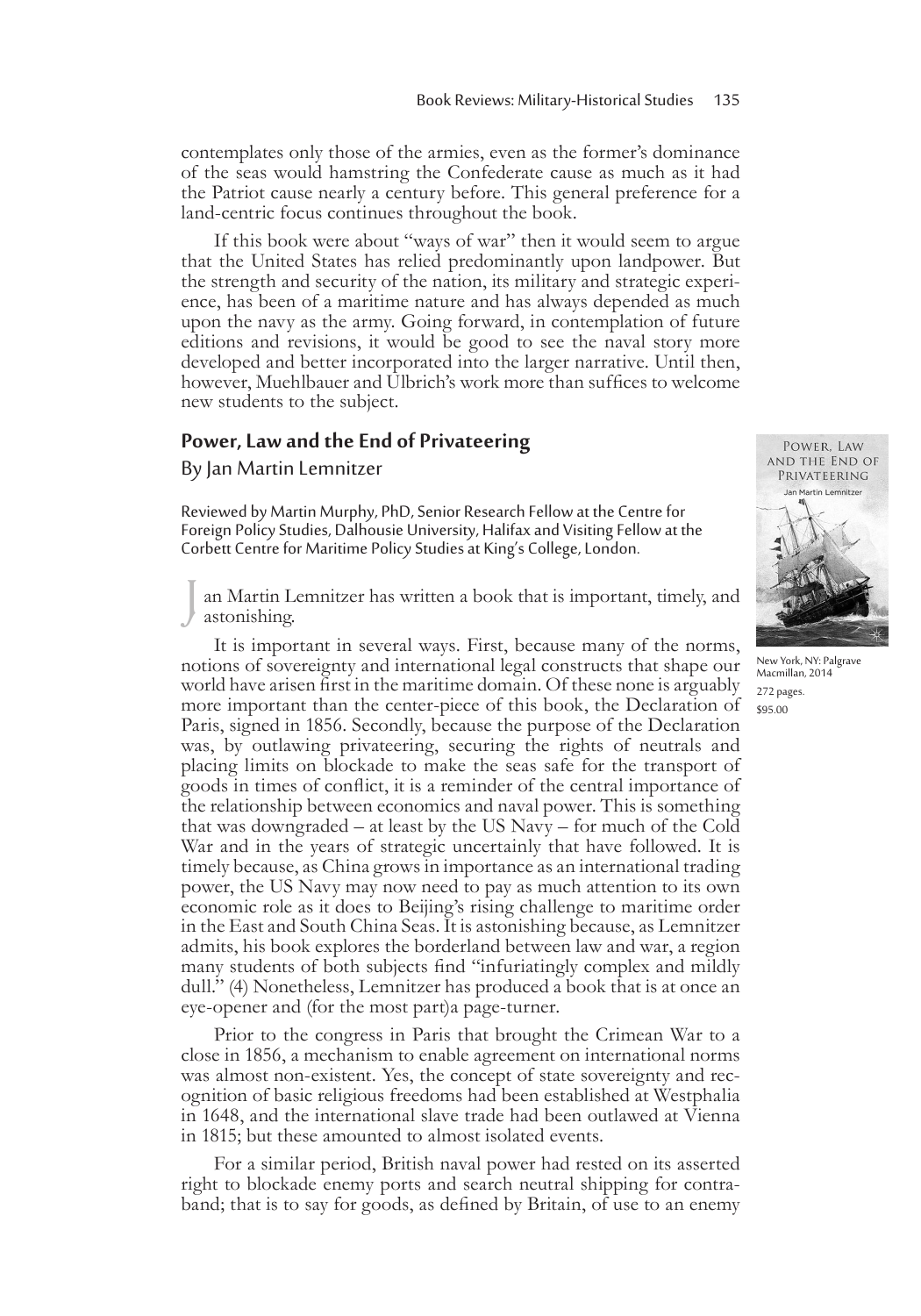contemplates only those of the armies, even as the former's dominance of the seas would hamstring the Confederate cause as much as it had the Patriot cause nearly a century before. This general preference for a land-centric focus continues throughout the book.

If this book were about "ways of war" then it would seem to argue that the United States has relied predominantly upon landpower. But the strength and security of the nation, its military and strategic experience, has been of a maritime nature and has always depended as much upon the navy as the army. Going forward, in contemplation of future editions and revisions, it would be good to see the naval story more developed and better incorporated into the larger narrative. Until then, however, Muehlbauer and Ulbrich's work more than suffices to welcome new students to the subject.

## Power, Law and the End of Privateering

By Jan Martin Lemnitzer

Reviewed by Martin Murphy, PhD, Senior Research Fellow at the Centre for Foreign Policy Studies, Dalhousie University, Halifax and Visiting Fellow at the Corbett Centre for Maritime Policy Studies at King's College, London.

New York, NY: Palgrave Macmillan, 2014
272 pages.
$95.00

Jan Martin Lemnitzer has written a book that is important, timely, and astonishing.

It is important in several ways. First, because many of the norms, notions of sovereignty and international legal constructs that shape our world have arisen first in the maritime domain. Of these none is arguably more important than the center-piece of this book, the Declaration of Paris, signed in 1856. Secondly, because the purpose of the Declaration was, by outlawing privateering, securing the rights of neutrals and placing limits on blockade to make the seas safe for the transport of goods in times of conflict, it is a reminder of the central importance of the relationship between economics and naval power. This is something that was downgraded – at least by the US Navy – for much of the Cold War and in the years of strategic uncertainly that have followed. It is timely because, as China grows in importance as an international trading power, the US Navy may now need to pay as much attention to its own economic role as it does to Beijing's rising challenge to maritime order in the East and South China Seas. It is astonishing because, as Lemnitzer admits, his book explores the borderland between law and war, a region many students of both subjects find "infuriatingly complex and mildly dull." (4) Nonetheless, Lemnitzer has produced a book that is at once an eye-opener and (for the most part)a page-turner.

Prior to the congress in Paris that brought the Crimean War to a close in 1856, a mechanism to enable agreement on international norms was almost non-existent. Yes, the concept of state sovereignty and recognition of basic religious freedoms had been established at Westphalia in 1648, and the international slave trade had been outlawed at Vienna in 1815; but these amounted to almost isolated events.

For a similar period, British naval power had rested on its asserted right to blockade enemy ports and search neutral shipping for contraband; that is to say for goods, as defined by Britain, of use to an enemy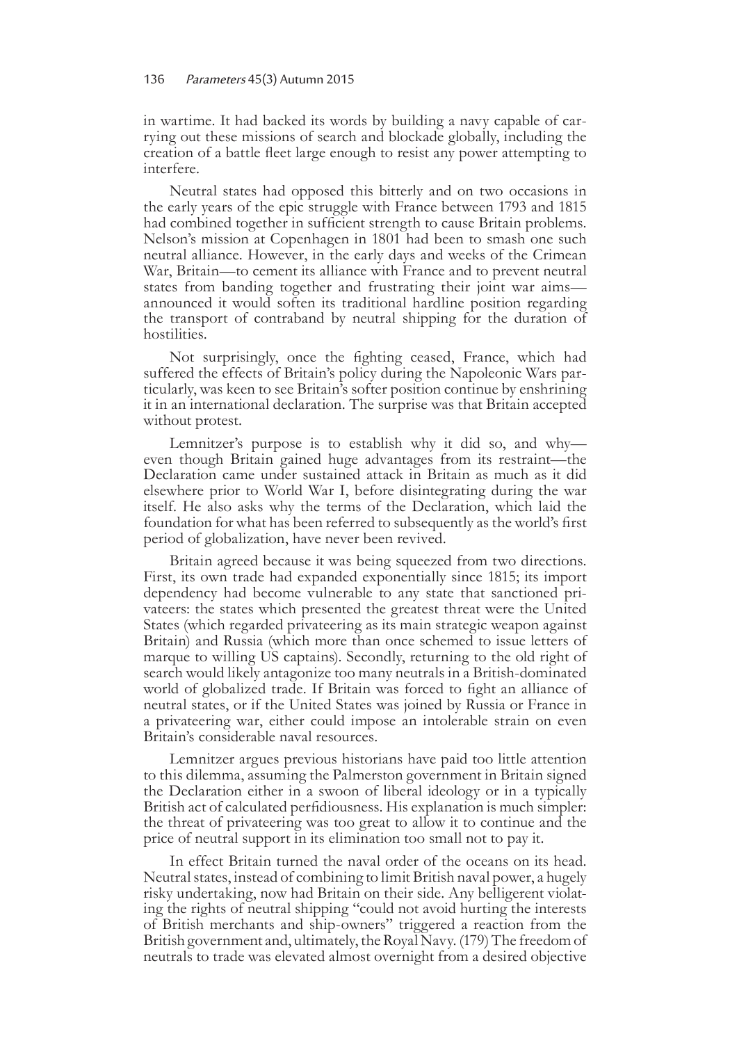in wartime. It had backed its words by building a navy capable of carrying out these missions of search and blockade globally, including the creation of a battle fleet large enough to resist any power attempting to interfere.

Neutral states had opposed this bitterly and on two occasions in the early years of the epic struggle with France between 1793 and 1815 had combined together in sufficient strength to cause Britain problems. Nelson's mission at Copenhagen in 1801 had been to smash one such neutral alliance. However, in the early days and weeks of the Crimean War, Britain—to cement its alliance with France and to prevent neutral states from banding together and frustrating their joint war aims—announced it would soften its traditional hardline position regarding the transport of contraband by neutral shipping for the duration of hostilities.

Not surprisingly, once the fighting ceased, France, which had suffered the effects of Britain's policy during the Napoleonic Wars particularly, was keen to see Britain's softer position continue by enshrining it in an international declaration. The surprise was that Britain accepted without protest.

Lemnitzer's purpose is to establish why it did so, and why—even though Britain gained huge advantages from its restraint—the Declaration came under sustained attack in Britain as much as it did elsewhere prior to World War I, before disintegrating during the war itself. He also asks why the terms of the Declaration, which laid the foundation for what has been referred to subsequently as the world's first period of globalization, have never been revived.

Britain agreed because it was being squeezed from two directions. First, its own trade had expanded exponentially since 1815; its import dependency had become vulnerable to any state that sanctioned privateers: the states which presented the greatest threat were the United States (which regarded privateering as its main strategic weapon against Britain) and Russia (which more than once schemed to issue letters of marque to willing US captains). Secondly, returning to the old right of search would likely antagonize too many neutrals in a British-dominated world of globalized trade. If Britain was forced to fight an alliance of neutral states, or if the United States was joined by Russia or France in a privateering war, either could impose an intolerable strain on even Britain's considerable naval resources.

Lemnitzer argues previous historians have paid too little attention to this dilemma, assuming the Palmerston government in Britain signed the Declaration either in a swoon of liberal ideology or in a typically British act of calculated perfidiousness. His explanation is much simpler: the threat of privateering was too great to allow it to continue and the price of neutral support in its elimination too small not to pay it.

In effect Britain turned the naval order of the oceans on its head. Neutral states, instead of combining to limit British naval power, a hugely risky undertaking, now had Britain on their side. Any belligerent violating the rights of neutral shipping "could not avoid hurting the interests of British merchants and ship-owners" triggered a reaction from the British government and, ultimately, the Royal Navy. (179) The freedom of neutrals to trade was elevated almost overnight from a desired objective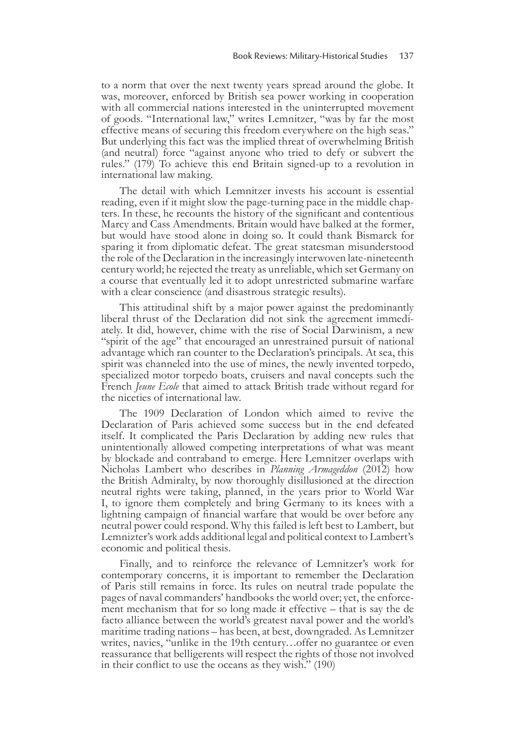to a norm that over the next twenty years spread around the globe. It was, moreover, enforced by British sea power working in cooperation with all commercial nations interested in the uninterrupted movement of goods. "International law," writes Lemnitzer, "was by far the most effective means of securing this freedom everywhere on the high seas." But underlying this fact was the implied threat of overwhelming British (and neutral) force "against anyone who tried to defy or subvert the rules." (179) To achieve this end Britain signed-up to a revolution in international law making.

The detail with which Lemnitzer invests his account is essential reading, even if it might slow the page-turning pace in the middle chapters. In these, he recounts the history of the significant and contentious Marcy and Cass Amendments. Britain would have balked at the former, but would have stood alone in doing so. It could thank Bismarck for sparing it from diplomatic defeat. The great statesman misunderstood the role of the Declaration in the increasingly interwoven late-nineteenth century world; he rejected the treaty as unreliable, which set Germany on a course that eventually led it to adopt unrestricted submarine warfare with a clear conscience (and disastrous strategic results).

This attitudinal shift by a major power against the predominantly liberal thrust of the Declaration did not sink the agreement immediately. It did, however, chime with the rise of Social Darwinism, a new "spirit of the age" that encouraged an unrestrained pursuit of national advantage which ran counter to the Declaration's principals. At sea, this spirit was channeled into the use of mines, the newly invented torpedo, specialized motor torpedo boats, cruisers and naval concepts such the French *Jeune Ecole* that aimed to attack British trade without regard for the niceties of international law.

The 1909 Declaration of London which aimed to revive the Declaration of Paris achieved some success but in the end defeated itself. It complicated the Paris Declaration by adding new rules that unintentionally allowed competing interpretations of what was meant by blockade and contraband to emerge. Here Lemnitzer overlaps with Nicholas Lambert who describes in *Planning Armageddon* (2012) how the British Admiralty, by now thoroughly disillusioned at the direction neutral rights were taking, planned, in the years prior to World War I, to ignore them completely and bring Germany to its knees with a lightning campaign of financial warfare that would be over before any neutral power could respond. Why this failed is left best to Lambert, but Lemnizter's work adds additional legal and political context to Lambert's economic and political thesis.

Finally, and to reinforce the relevance of Lemnitzer's work for contemporary concerns, it is important to remember the Declaration of Paris still remains in force. Its rules on neutral trade populate the pages of naval commanders' handbooks the world over; yet, the enforcement mechanism that for so long made it effective – that is say the de facto alliance between the world's greatest naval power and the world's maritime trading nations – has been, at best, downgraded. As Lemnitzer writes, navies, "unlike in the 19th century…offer no guarantee or even reassurance that belligerents will respect the rights of those not involved in their conflict to use the oceans as they wish." (190)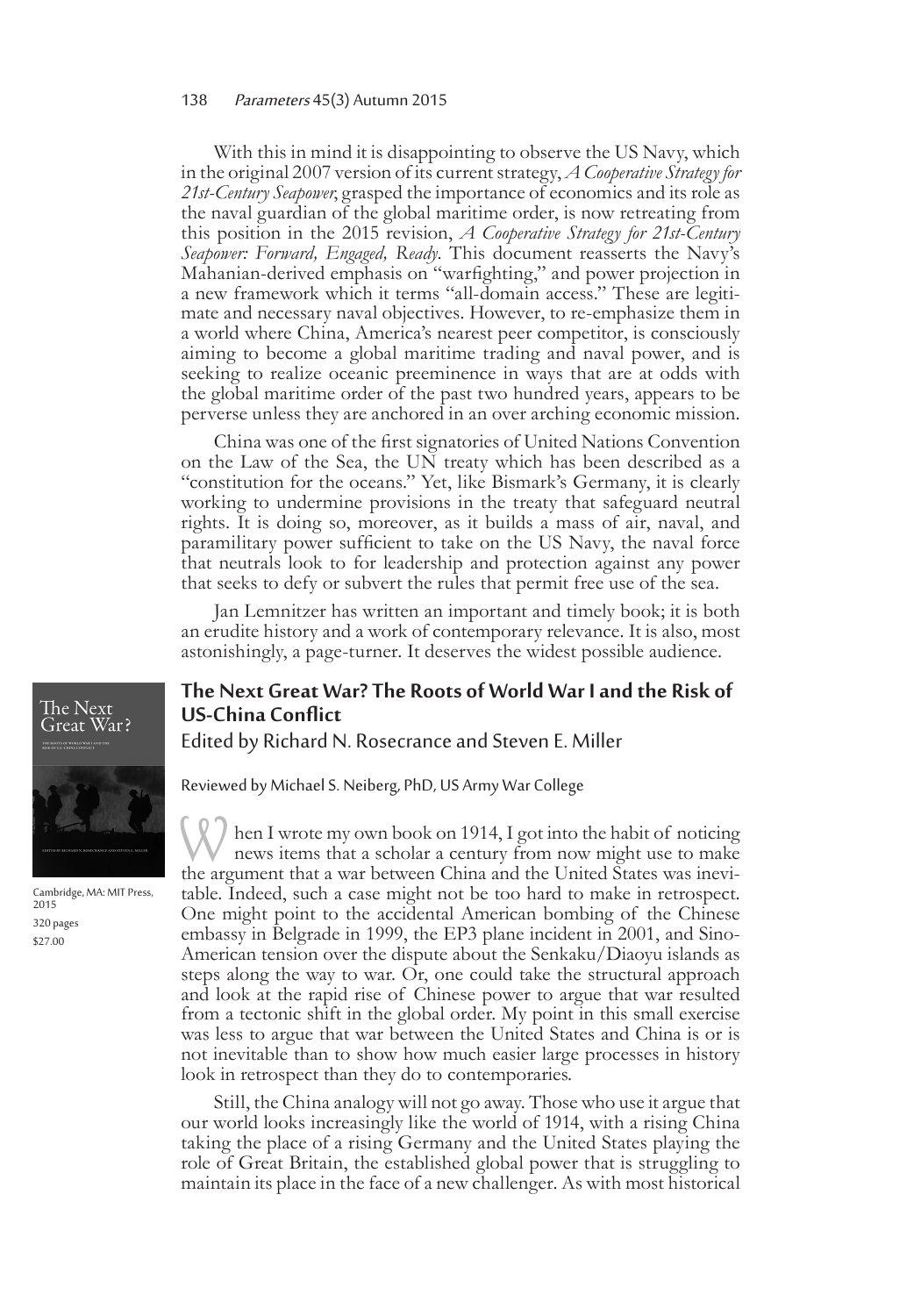With this in mind it is disappointing to observe the US Navy, which in the original 2007 version of its current strategy, *A Cooperative Strategy for 21st-Century Seapower*, grasped the importance of economics and its role as the naval guardian of the global maritime order, is now retreating from this position in the 2015 revision, *A Cooperative Strategy for 21st-Century Seapower: Forward, Engaged, Ready*. This document reasserts the Navy's Mahanian-derived emphasis on "warfighting," and power projection in a new framework which it terms "all-domain access." These are legitimate and necessary naval objectives. However, to re-emphasize them in a world where China, America's nearest peer competitor, is consciously aiming to become a global maritime trading and naval power, and is seeking to realize oceanic preeminence in ways that are at odds with the global maritime order of the past two hundred years, appears to be perverse unless they are anchored in an over arching economic mission.

China was one of the first signatories of United Nations Convention on the Law of the Sea, the UN treaty which has been described as a "constitution for the oceans." Yet, like Bismark's Germany, it is clearly working to undermine provisions in the treaty that safeguard neutral rights. It is doing so, moreover, as it builds a mass of air, naval, and paramilitary power sufficient to take on the US Navy, the naval force that neutrals look to for leadership and protection against any power that seeks to defy or subvert the rules that permit free use of the sea.

Jan Lemnitzer has written an important and timely book; it is both an erudite history and a work of contemporary relevance. It is also, most astonishingly, a page-turner. It deserves the widest possible audience.

## The Next Great War? The Roots of World War I and the Risk of US-China Conflict

Edited by Richard N. Rosecrance and Steven E. Miller

Cambridge, MA: MIT Press, 2015
320 pages
$27.00

Reviewed by Michael S. Neiberg, PhD, US Army War College

When I wrote my own book on 1914, I got into the habit of noticing news items that a scholar a century from now might use to make the argument that a war between China and the United States was inevitable. Indeed, such a case might not be too hard to make in retrospect. One might point to the accidental American bombing of the Chinese embassy in Belgrade in 1999, the EP3 plane incident in 2001, and Sino-American tension over the dispute about the Senkaku/Diaoyu islands as steps along the way to war. Or, one could take the structural approach and look at the rapid rise of Chinese power to argue that war resulted from a tectonic shift in the global order. My point in this small exercise was less to argue that war between the United States and China is or is not inevitable than to show how much easier large processes in history look in retrospect than they do to contemporaries.

Still, the China analogy will not go away. Those who use it argue that our world looks increasingly like the world of 1914, with a rising China taking the place of a rising Germany and the United States playing the role of Great Britain, the established global power that is struggling to maintain its place in the face of a new challenger. As with most historical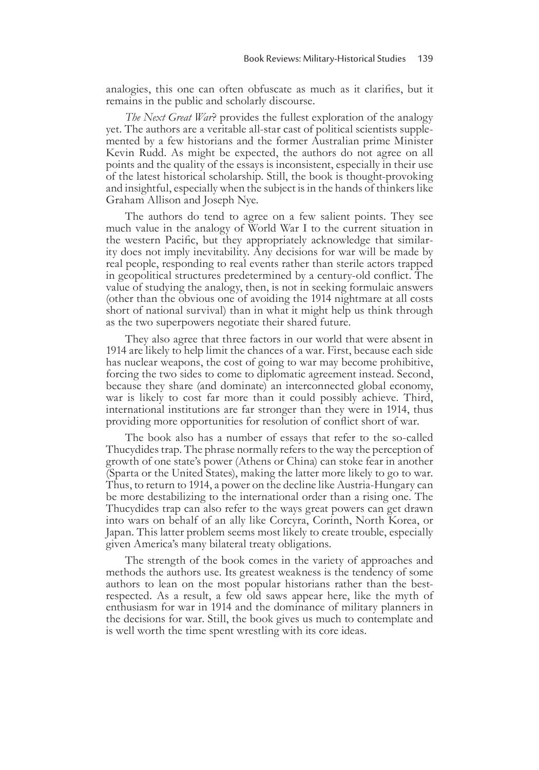analogies, this one can often obfuscate as much as it clarifies, but it remains in the public and scholarly discourse.

*The Next Great War*? provides the fullest exploration of the analogy yet. The authors are a veritable all-star cast of political scientists supplemented by a few historians and the former Australian prime Minister Kevin Rudd. As might be expected, the authors do not agree on all points and the quality of the essays is inconsistent, especially in their use of the latest historical scholarship. Still, the book is thought-provoking and insightful, especially when the subject is in the hands of thinkers like Graham Allison and Joseph Nye.

The authors do tend to agree on a few salient points. They see much value in the analogy of World War I to the current situation in the western Pacific, but they appropriately acknowledge that similarity does not imply inevitability. Any decisions for war will be made by real people, responding to real events rather than sterile actors trapped in geopolitical structures predetermined by a century-old conflict. The value of studying the analogy, then, is not in seeking formulaic answers (other than the obvious one of avoiding the 1914 nightmare at all costs short of national survival) than in what it might help us think through as the two superpowers negotiate their shared future.

They also agree that three factors in our world that were absent in 1914 are likely to help limit the chances of a war. First, because each side has nuclear weapons, the cost of going to war may become prohibitive, forcing the two sides to come to diplomatic agreement instead. Second, because they share (and dominate) an interconnected global economy, war is likely to cost far more than it could possibly achieve. Third, international institutions are far stronger than they were in 1914, thus providing more opportunities for resolution of conflict short of war.

The book also has a number of essays that refer to the so-called Thucydides trap. The phrase normally refers to the way the perception of growth of one state's power (Athens or China) can stoke fear in another (Sparta or the United States), making the latter more likely to go to war. Thus, to return to 1914, a power on the decline like Austria-Hungary can be more destabilizing to the international order than a rising one. The Thucydides trap can also refer to the ways great powers can get drawn into wars on behalf of an ally like Corcyra, Corinth, North Korea, or Japan. This latter problem seems most likely to create trouble, especially given America's many bilateral treaty obligations.

The strength of the book comes in the variety of approaches and methods the authors use. Its greatest weakness is the tendency of some authors to lean on the most popular historians rather than the best-respected. As a result, a few old saws appear here, like the myth of enthusiasm for war in 1914 and the dominance of military planners in the decisions for war. Still, the book gives us much to contemplate and is well worth the time spent wrestling with its core ideas.